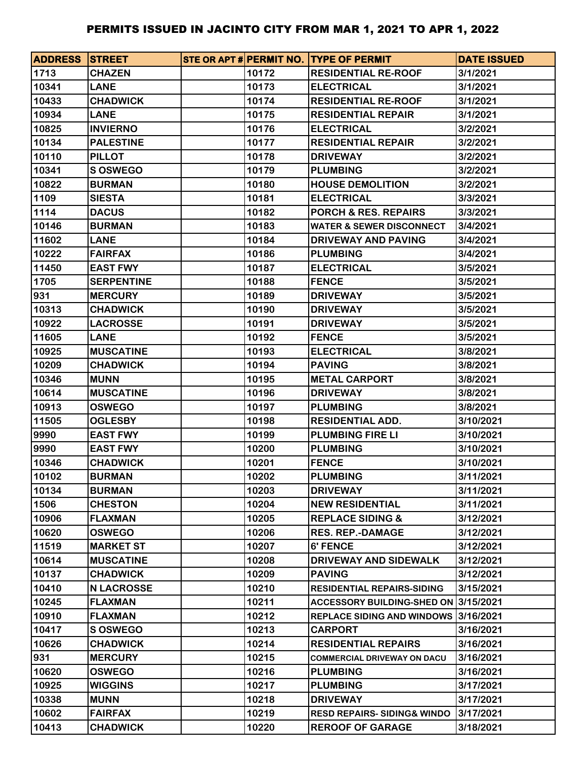# PERMITS ISSUED IN JACINTO CITY FROM MAR 1, 2021 TO APR 1, 2022

| ADDRESS | STREET | STE OR APT # | PERMIT NO. | TYPE OF PERMIT | DATE ISSUED |
|---|---|---|---|---|---|
| 1713 | CHAZEN | | 10172 | RESIDENTIAL RE-ROOF | 3/1/2021 |
| 10341 | LANE | | 10173 | ELECTRICAL | 3/1/2021 |
| 10433 | CHADWICK | | 10174 | RESIDENTIAL RE-ROOF | 3/1/2021 |
| 10934 | LANE | | 10175 | RESIDENTIAL REPAIR | 3/1/2021 |
| 10825 | INVIERNO | | 10176 | ELECTRICAL | 3/2/2021 |
| 10134 | PALESTINE | | 10177 | RESIDENTIAL REPAIR | 3/2/2021 |
| 10110 | PILLOT | | 10178 | DRIVEWAY | 3/2/2021 |
| 10341 | S OSWEGO | | 10179 | PLUMBING | 3/2/2021 |
| 10822 | BURMAN | | 10180 | HOUSE DEMOLITION | 3/2/2021 |
| 1109 | SIESTA | | 10181 | ELECTRICAL | 3/3/2021 |
| 1114 | DACUS | | 10182 | PORCH & RES. REPAIRS | 3/3/2021 |
| 10146 | BURMAN | | 10183 | WATER & SEWER DISCONNECT | 3/4/2021 |
| 11602 | LANE | | 10184 | DRIVEWAY AND PAVING | 3/4/2021 |
| 10222 | FAIRFAX | | 10186 | PLUMBING | 3/4/2021 |
| 11450 | EAST FWY | | 10187 | ELECTRICAL | 3/5/2021 |
| 1705 | SERPENTINE | | 10188 | FENCE | 3/5/2021 |
| 931 | MERCURY | | 10189 | DRIVEWAY | 3/5/2021 |
| 10313 | CHADWICK | | 10190 | DRIVEWAY | 3/5/2021 |
| 10922 | LACROSSE | | 10191 | DRIVEWAY | 3/5/2021 |
| 11605 | LANE | | 10192 | FENCE | 3/5/2021 |
| 10925 | MUSCATINE | | 10193 | ELECTRICAL | 3/8/2021 |
| 10209 | CHADWICK | | 10194 | PAVING | 3/8/2021 |
| 10346 | MUNN | | 10195 | METAL CARPORT | 3/8/2021 |
| 10614 | MUSCATINE | | 10196 | DRIVEWAY | 3/8/2021 |
| 10913 | OSWEGO | | 10197 | PLUMBING | 3/8/2021 |
| 11505 | OGLESBY | | 10198 | RESIDENTIAL ADD. | 3/10/2021 |
| 9990 | EAST FWY | | 10199 | PLUMBING FIRE LI | 3/10/2021 |
| 9990 | EAST FWY | | 10200 | PLUMBING | 3/10/2021 |
| 10346 | CHADWICK | | 10201 | FENCE | 3/10/2021 |
| 10102 | BURMAN | | 10202 | PLUMBING | 3/11/2021 |
| 10134 | BURMAN | | 10203 | DRIVEWAY | 3/11/2021 |
| 1506 | CHESTON | | 10204 | NEW RESIDENTIAL | 3/11/2021 |
| 10906 | FLAXMAN | | 10205 | REPLACE SIDING & | 3/12/2021 |
| 10620 | OSWEGO | | 10206 | RES. REP.-DAMAGE | 3/12/2021 |
| 11519 | MARKET ST | | 10207 | 6' FENCE | 3/12/2021 |
| 10614 | MUSCATINE | | 10208 | DRIVEWAY AND SIDEWALK | 3/12/2021 |
| 10137 | CHADWICK | | 10209 | PAVING | 3/12/2021 |
| 10410 | N LACROSSE | | 10210 | RESIDENTIAL REPAIRS-SIDING | 3/15/2021 |
| 10245 | FLAXMAN | | 10211 | ACCESSORY BUILDING-SHED ON | 3/15/2021 |
| 10910 | FLAXMAN | | 10212 | REPLACE SIDING AND WINDOWS | 3/16/2021 |
| 10417 | S OSWEGO | | 10213 | CARPORT | 3/16/2021 |
| 10626 | CHADWICK | | 10214 | RESIDENTIAL REPAIRS | 3/16/2021 |
| 931 | MERCURY | | 10215 | COMMERCIAL DRIVEWAY ON DACU | 3/16/2021 |
| 10620 | OSWEGO | | 10216 | PLUMBING | 3/16/2021 |
| 10925 | WIGGINS | | 10217 | PLUMBING | 3/17/2021 |
| 10338 | MUNN | | 10218 | DRIVEWAY | 3/17/2021 |
| 10602 | FAIRFAX | | 10219 | RESD REPAIRS- SIDING& WINDO | 3/17/2021 |
| 10413 | CHADWICK | | 10220 | REROOF OF GARAGE | 3/18/2021 |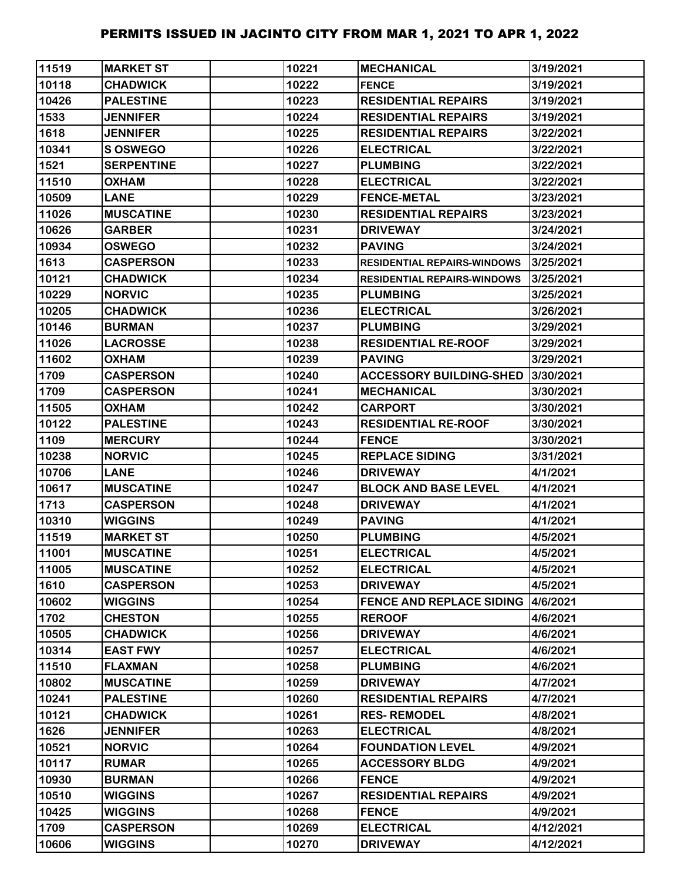| 11519 | MARKET ST | | 10221 | MECHANICAL | 3/19/2021 |
|---|---|---|---|---|---|
| 10118 | CHADWICK | | 10222 | FENCE | 3/19/2021 |
| 10426 | PALESTINE | | 10223 | RESIDENTIAL REPAIRS | 3/19/2021 |
| 1533 | JENNIFER | | 10224 | RESIDENTIAL REPAIRS | 3/19/2021 |
| 1618 | JENNIFER | | 10225 | RESIDENTIAL REPAIRS | 3/22/2021 |
| 10341 | S OSWEGO | | 10226 | ELECTRICAL | 3/22/2021 |
| 1521 | SERPENTINE | | 10227 | PLUMBING | 3/22/2021 |
| 11510 | OXHAM | | 10228 | ELECTRICAL | 3/22/2021 |
| 10509 | LANE | | 10229 | FENCE-METAL | 3/23/2021 |
| 11026 | MUSCATINE | | 10230 | RESIDENTIAL REPAIRS | 3/23/2021 |
| 10626 | GARBER | | 10231 | DRIVEWAY | 3/24/2021 |
| 10934 | OSWEGO | | 10232 | PAVING | 3/24/2021 |
| 1613 | CASPERSON | | 10233 | RESIDENTIAL REPAIRS-WINDOWS | 3/25/2021 |
| 10121 | CHADWICK | | 10234 | RESIDENTIAL REPAIRS-WINDOWS | 3/25/2021 |
| 10229 | NORVIC | | 10235 | PLUMBING | 3/25/2021 |
| 10205 | CHADWICK | | 10236 | ELECTRICAL | 3/26/2021 |
| 10146 | BURMAN | | 10237 | PLUMBING | 3/29/2021 |
| 11026 | LACROSSE | | 10238 | RESIDENTIAL RE-ROOF | 3/29/2021 |
| 11602 | OXHAM | | 10239 | PAVING | 3/29/2021 |
| 1709 | CASPERSON | | 10240 | ACCESSORY BUILDING-SHED | 3/30/2021 |
| 1709 | CASPERSON | | 10241 | MECHANICAL | 3/30/2021 |
| 11505 | OXHAM | | 10242 | CARPORT | 3/30/2021 |
| 10122 | PALESTINE | | 10243 | RESIDENTIAL RE-ROOF | 3/30/2021 |
| 1109 | MERCURY | | 10244 | FENCE | 3/30/2021 |
| 10238 | NORVIC | | 10245 | REPLACE SIDING | 3/31/2021 |
| 10706 | LANE | | 10246 | DRIVEWAY | 4/1/2021 |
| 10617 | MUSCATINE | | 10247 | BLOCK AND BASE LEVEL | 4/1/2021 |
| 1713 | CASPERSON | | 10248 | DRIVEWAY | 4/1/2021 |
| 10310 | WIGGINS | | 10249 | PAVING | 4/1/2021 |
| 11519 | MARKET ST | | 10250 | PLUMBING | 4/5/2021 |
| 11001 | MUSCATINE | | 10251 | ELECTRICAL | 4/5/2021 |
| 11005 | MUSCATINE | | 10252 | ELECTRICAL | 4/5/2021 |
| 1610 | CASPERSON | | 10253 | DRIVEWAY | 4/5/2021 |
| 10602 | WIGGINS | | 10254 | FENCE AND REPLACE SIDING | 4/6/2021 |
| 1702 | CHESTON | | 10255 | REROOF | 4/6/2021 |
| 10505 | CHADWICK | | 10256 | DRIVEWAY | 4/6/2021 |
| 10314 | EAST FWY | | 10257 | ELECTRICAL | 4/6/2021 |
| 11510 | FLAXMAN | | 10258 | PLUMBING | 4/6/2021 |
| 10802 | MUSCATINE | | 10259 | DRIVEWAY | 4/7/2021 |
| 10241 | PALESTINE | | 10260 | RESIDENTIAL REPAIRS | 4/7/2021 |
| 10121 | CHADWICK | | 10261 | RES- REMODEL | 4/8/2021 |
| 1626 | JENNIFER | | 10263 | ELECTRICAL | 4/8/2021 |
| 10521 | NORVIC | | 10264 | FOUNDATION LEVEL | 4/9/2021 |
| 10117 | RUMAR | | 10265 | ACCESSORY BLDG | 4/9/2021 |
| 10930 | BURMAN | | 10266 | FENCE | 4/9/2021 |
| 10510 | WIGGINS | | 10267 | RESIDENTIAL REPAIRS | 4/9/2021 |
| 10425 | WIGGINS | | 10268 | FENCE | 4/9/2021 |
| 1709 | CASPERSON | | 10269 | ELECTRICAL | 4/12/2021 |
| 10606 | WIGGINS | | 10270 | DRIVEWAY | 4/12/2021 |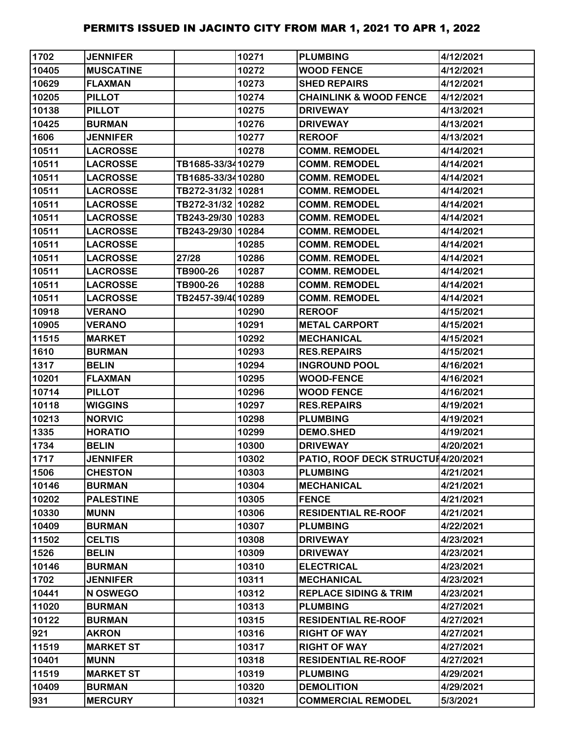# PERMITS ISSUED IN JACINTO CITY FROM MAR 1, 2021 TO APR 1, 2022

| | | | | | |
|---|---|---|---|---|---|
| 1702 | JENNIFER | | 10271 | PLUMBING | 4/12/2021 |
| 10405 | MUSCATINE | | 10272 | WOOD FENCE | 4/12/2021 |
| 10629 | FLAXMAN | | 10273 | SHED REPAIRS | 4/12/2021 |
| 10205 | PILLOT | | 10274 | CHAINLINK & WOOD FENCE | 4/12/2021 |
| 10138 | PILLOT | | 10275 | DRIVEWAY | 4/13/2021 |
| 10425 | BURMAN | | 10276 | DRIVEWAY | 4/13/2021 |
| 1606 | JENNIFER | | 10277 | REROOF | 4/13/2021 |
| 10511 | LACROSSE | | 10278 | COMM. REMODEL | 4/14/2021 |
| 10511 | LACROSSE | TB1685-33/34 | 10279 | COMM. REMODEL | 4/14/2021 |
| 10511 | LACROSSE | TB1685-33/34 | 10280 | COMM. REMODEL | 4/14/2021 |
| 10511 | LACROSSE | TB272-31/32 | 10281 | COMM. REMODEL | 4/14/2021 |
| 10511 | LACROSSE | TB272-31/32 | 10282 | COMM. REMODEL | 4/14/2021 |
| 10511 | LACROSSE | TB243-29/30 | 10283 | COMM. REMODEL | 4/14/2021 |
| 10511 | LACROSSE | TB243-29/30 | 10284 | COMM. REMODEL | 4/14/2021 |
| 10511 | LACROSSE | | 10285 | COMM. REMODEL | 4/14/2021 |
| 10511 | LACROSSE | 27/28 | 10286 | COMM. REMODEL | 4/14/2021 |
| 10511 | LACROSSE | TB900-26 | 10287 | COMM. REMODEL | 4/14/2021 |
| 10511 | LACROSSE | TB900-26 | 10288 | COMM. REMODEL | 4/14/2021 |
| 10511 | LACROSSE | TB2457-39/40 | 10289 | COMM. REMODEL | 4/14/2021 |
| 10918 | VERANO | | 10290 | REROOF | 4/15/2021 |
| 10905 | VERANO | | 10291 | METAL CARPORT | 4/15/2021 |
| 11515 | MARKET | | 10292 | MECHANICAL | 4/15/2021 |
| 1610 | BURMAN | | 10293 | RES.REPAIRS | 4/15/2021 |
| 1317 | BELIN | | 10294 | INGROUND POOL | 4/16/2021 |
| 10201 | FLAXMAN | | 10295 | WOOD-FENCE | 4/16/2021 |
| 10714 | PILLOT | | 10296 | WOOD FENCE | 4/16/2021 |
| 10118 | WIGGINS | | 10297 | RES.REPAIRS | 4/19/2021 |
| 10213 | NORVIC | | 10298 | PLUMBING | 4/19/2021 |
| 1335 | HORATIO | | 10299 | DEMO.SHED | 4/19/2021 |
| 1734 | BELIN | | 10300 | DRIVEWAY | 4/20/2021 |
| 1717 | JENNIFER | | 10302 | PATIO, ROOF DECK STRUCTUR | 4/20/2021 |
| 1506 | CHESTON | | 10303 | PLUMBING | 4/21/2021 |
| 10146 | BURMAN | | 10304 | MECHANICAL | 4/21/2021 |
| 10202 | PALESTINE | | 10305 | FENCE | 4/21/2021 |
| 10330 | MUNN | | 10306 | RESIDENTIAL RE-ROOF | 4/21/2021 |
| 10409 | BURMAN | | 10307 | PLUMBING | 4/22/2021 |
| 11502 | CELTIS | | 10308 | DRIVEWAY | 4/23/2021 |
| 1526 | BELIN | | 10309 | DRIVEWAY | 4/23/2021 |
| 10146 | BURMAN | | 10310 | ELECTRICAL | 4/23/2021 |
| 1702 | JENNIFER | | 10311 | MECHANICAL | 4/23/2021 |
| 10441 | N OSWEGO | | 10312 | REPLACE SIDING & TRIM | 4/23/2021 |
| 11020 | BURMAN | | 10313 | PLUMBING | 4/27/2021 |
| 10122 | BURMAN | | 10315 | RESIDENTIAL RE-ROOF | 4/27/2021 |
| 921 | AKRON | | 10316 | RIGHT OF WAY | 4/27/2021 |
| 11519 | MARKET ST | | 10317 | RIGHT OF WAY | 4/27/2021 |
| 10401 | MUNN | | 10318 | RESIDENTIAL RE-ROOF | 4/27/2021 |
| 11519 | MARKET ST | | 10319 | PLUMBING | 4/29/2021 |
| 10409 | BURMAN | | 10320 | DEMOLITION | 4/29/2021 |
| 931 | MERCURY | | 10321 | COMMERCIAL REMODEL | 5/3/2021 |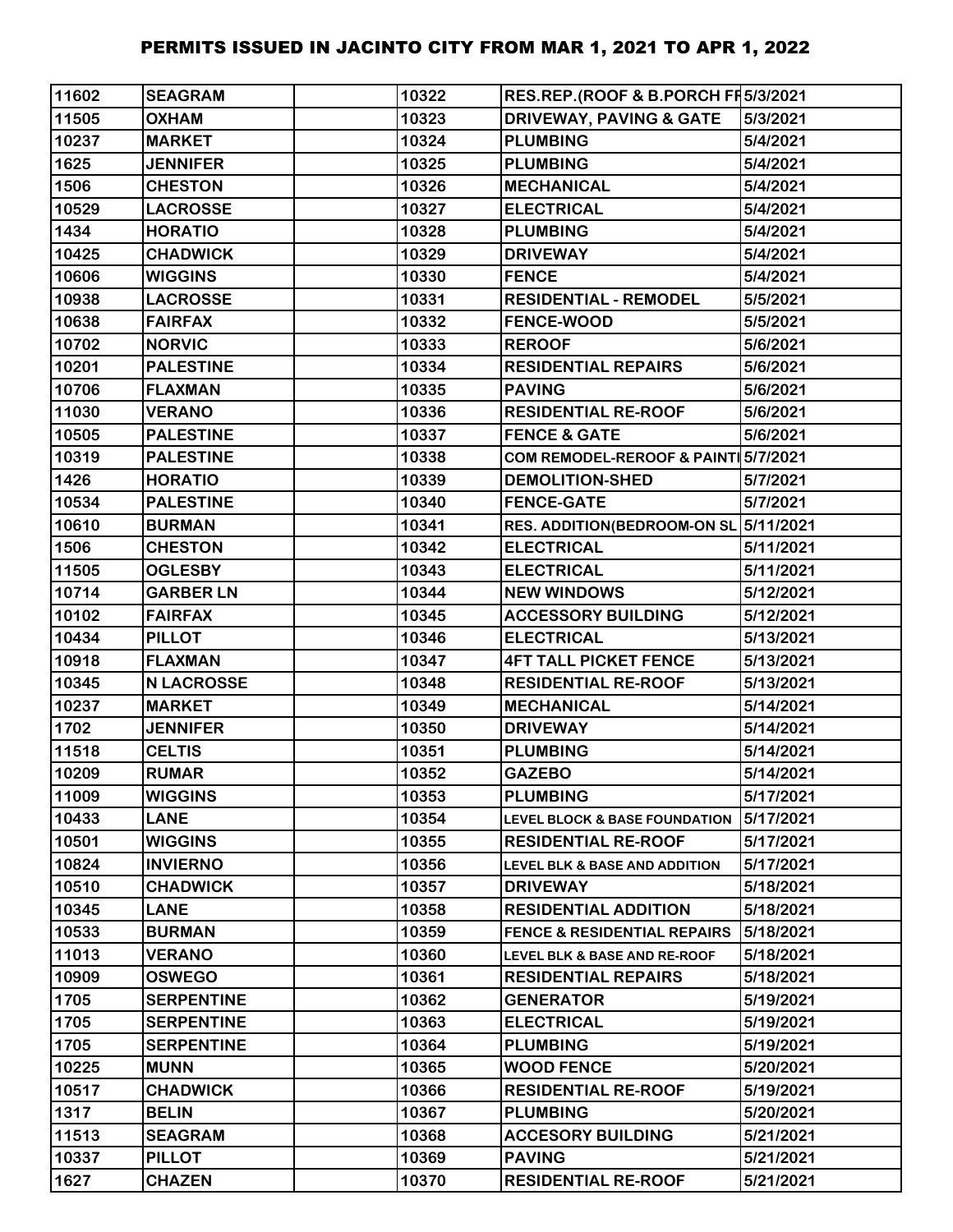# PERMITS ISSUED IN JACINTO CITY FROM MAR 1, 2021 TO APR 1, 2022

| | | | | | |
|---|---|---|---|---|---|
| 11602 | SEAGRAM | | 10322 | RES.REP.(ROOF & B.PORCH FF | 5/3/2021 |
| 11505 | OXHAM | | 10323 | DRIVEWAY, PAVING & GATE | 5/3/2021 |
| 10237 | MARKET | | 10324 | PLUMBING | 5/4/2021 |
| 1625 | JENNIFER | | 10325 | PLUMBING | 5/4/2021 |
| 1506 | CHESTON | | 10326 | MECHANICAL | 5/4/2021 |
| 10529 | LACROSSE | | 10327 | ELECTRICAL | 5/4/2021 |
| 1434 | HORATIO | | 10328 | PLUMBING | 5/4/2021 |
| 10425 | CHADWICK | | 10329 | DRIVEWAY | 5/4/2021 |
| 10606 | WIGGINS | | 10330 | FENCE | 5/4/2021 |
| 10938 | LACROSSE | | 10331 | RESIDENTIAL - REMODEL | 5/5/2021 |
| 10638 | FAIRFAX | | 10332 | FENCE-WOOD | 5/5/2021 |
| 10702 | NORVIC | | 10333 | REROOF | 5/6/2021 |
| 10201 | PALESTINE | | 10334 | RESIDENTIAL REPAIRS | 5/6/2021 |
| 10706 | FLAXMAN | | 10335 | PAVING | 5/6/2021 |
| 11030 | VERANO | | 10336 | RESIDENTIAL RE-ROOF | 5/6/2021 |
| 10505 | PALESTINE | | 10337 | FENCE & GATE | 5/6/2021 |
| 10319 | PALESTINE | | 10338 | COM REMODEL-REROOF & PAINTI | 5/7/2021 |
| 1426 | HORATIO | | 10339 | DEMOLITION-SHED | 5/7/2021 |
| 10534 | PALESTINE | | 10340 | FENCE-GATE | 5/7/2021 |
| 10610 | BURMAN | | 10341 | RES. ADDITION(BEDROOM-ON SL | 5/11/2021 |
| 1506 | CHESTON | | 10342 | ELECTRICAL | 5/11/2021 |
| 11505 | OGLESBY | | 10343 | ELECTRICAL | 5/11/2021 |
| 10714 | GARBER LN | | 10344 | NEW WINDOWS | 5/12/2021 |
| 10102 | FAIRFAX | | 10345 | ACCESSORY BUILDING | 5/12/2021 |
| 10434 | PILLOT | | 10346 | ELECTRICAL | 5/13/2021 |
| 10918 | FLAXMAN | | 10347 | 4FT TALL PICKET FENCE | 5/13/2021 |
| 10345 | N LACROSSE | | 10348 | RESIDENTIAL RE-ROOF | 5/13/2021 |
| 10237 | MARKET | | 10349 | MECHANICAL | 5/14/2021 |
| 1702 | JENNIFER | | 10350 | DRIVEWAY | 5/14/2021 |
| 11518 | CELTIS | | 10351 | PLUMBING | 5/14/2021 |
| 10209 | RUMAR | | 10352 | GAZEBO | 5/14/2021 |
| 11009 | WIGGINS | | 10353 | PLUMBING | 5/17/2021 |
| 10433 | LANE | | 10354 | LEVEL BLOCK & BASE FOUNDATION | 5/17/2021 |
| 10501 | WIGGINS | | 10355 | RESIDENTIAL RE-ROOF | 5/17/2021 |
| 10824 | INVIERNO | | 10356 | LEVEL BLK & BASE AND ADDITION | 5/17/2021 |
| 10510 | CHADWICK | | 10357 | DRIVEWAY | 5/18/2021 |
| 10345 | LANE | | 10358 | RESIDENTIAL ADDITION | 5/18/2021 |
| 10533 | BURMAN | | 10359 | FENCE & RESIDENTIAL REPAIRS | 5/18/2021 |
| 11013 | VERANO | | 10360 | LEVEL BLK & BASE AND RE-ROOF | 5/18/2021 |
| 10909 | OSWEGO | | 10361 | RESIDENTIAL REPAIRS | 5/18/2021 |
| 1705 | SERPENTINE | | 10362 | GENERATOR | 5/19/2021 |
| 1705 | SERPENTINE | | 10363 | ELECTRICAL | 5/19/2021 |
| 1705 | SERPENTINE | | 10364 | PLUMBING | 5/19/2021 |
| 10225 | MUNN | | 10365 | WOOD FENCE | 5/20/2021 |
| 10517 | CHADWICK | | 10366 | RESIDENTIAL RE-ROOF | 5/19/2021 |
| 1317 | BELIN | | 10367 | PLUMBING | 5/20/2021 |
| 11513 | SEAGRAM | | 10368 | ACCESORY BUILDING | 5/21/2021 |
| 10337 | PILLOT | | 10369 | PAVING | 5/21/2021 |
| 1627 | CHAZEN | | 10370 | RESIDENTIAL RE-ROOF | 5/21/2021 |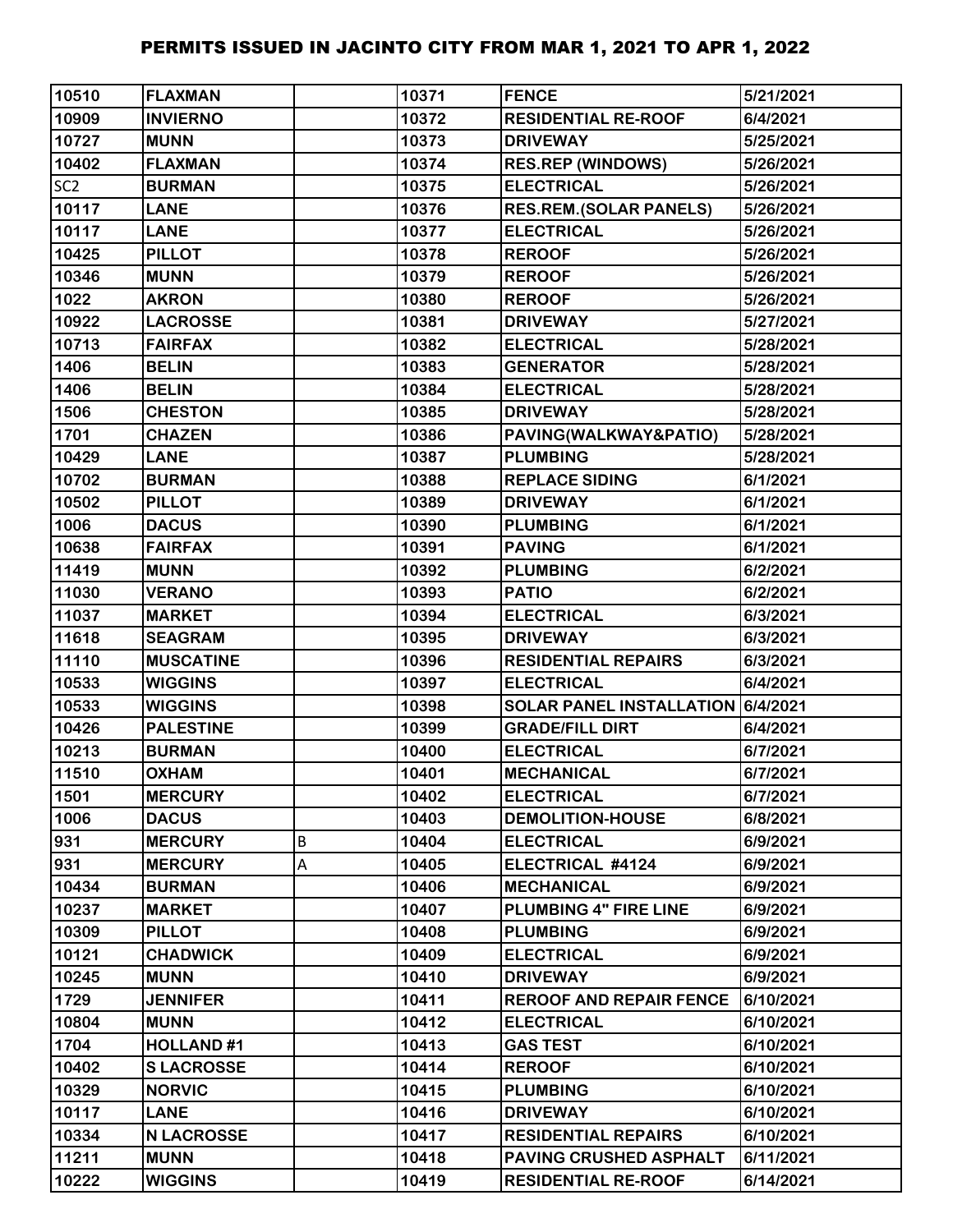# PERMITS ISSUED IN JACINTO CITY FROM MAR 1, 2021 TO APR 1, 2022

| | | | | | |
|---|---|---|---|---|---|
| 10510 | FLAXMAN | | 10371 | FENCE | 5/21/2021 |
| 10909 | INVIERNO | | 10372 | RESIDENTIAL RE-ROOF | 6/4/2021 |
| 10727 | MUNN | | 10373 | DRIVEWAY | 5/25/2021 |
| 10402 | FLAXMAN | | 10374 | RES.REP (WINDOWS) | 5/26/2021 |
| SC2 | BURMAN | | 10375 | ELECTRICAL | 5/26/2021 |
| 10117 | LANE | | 10376 | RES.REM.(SOLAR PANELS) | 5/26/2021 |
| 10117 | LANE | | 10377 | ELECTRICAL | 5/26/2021 |
| 10425 | PILLOT | | 10378 | REROOF | 5/26/2021 |
| 10346 | MUNN | | 10379 | REROOF | 5/26/2021 |
| 1022 | AKRON | | 10380 | REROOF | 5/26/2021 |
| 10922 | LACROSSE | | 10381 | DRIVEWAY | 5/27/2021 |
| 10713 | FAIRFAX | | 10382 | ELECTRICAL | 5/28/2021 |
| 1406 | BELIN | | 10383 | GENERATOR | 5/28/2021 |
| 1406 | BELIN | | 10384 | ELECTRICAL | 5/28/2021 |
| 1506 | CHESTON | | 10385 | DRIVEWAY | 5/28/2021 |
| 1701 | CHAZEN | | 10386 | PAVING(WALKWAY&PATIO) | 5/28/2021 |
| 10429 | LANE | | 10387 | PLUMBING | 5/28/2021 |
| 10702 | BURMAN | | 10388 | REPLACE SIDING | 6/1/2021 |
| 10502 | PILLOT | | 10389 | DRIVEWAY | 6/1/2021 |
| 1006 | DACUS | | 10390 | PLUMBING | 6/1/2021 |
| 10638 | FAIRFAX | | 10391 | PAVING | 6/1/2021 |
| 11419 | MUNN | | 10392 | PLUMBING | 6/2/2021 |
| 11030 | VERANO | | 10393 | PATIO | 6/2/2021 |
| 11037 | MARKET | | 10394 | ELECTRICAL | 6/3/2021 |
| 11618 | SEAGRAM | | 10395 | DRIVEWAY | 6/3/2021 |
| 11110 | MUSCATINE | | 10396 | RESIDENTIAL REPAIRS | 6/3/2021 |
| 10533 | WIGGINS | | 10397 | ELECTRICAL | 6/4/2021 |
| 10533 | WIGGINS | | 10398 | SOLAR PANEL INSTALLATION | 6/4/2021 |
| 10426 | PALESTINE | | 10399 | GRADE/FILL DIRT | 6/4/2021 |
| 10213 | BURMAN | | 10400 | ELECTRICAL | 6/7/2021 |
| 11510 | OXHAM | | 10401 | MECHANICAL | 6/7/2021 |
| 1501 | MERCURY | | 10402 | ELECTRICAL | 6/7/2021 |
| 1006 | DACUS | | 10403 | DEMOLITION-HOUSE | 6/8/2021 |
| 931 | MERCURY | B | 10404 | ELECTRICAL | 6/9/2021 |
| 931 | MERCURY | A | 10405 | ELECTRICAL #4124 | 6/9/2021 |
| 10434 | BURMAN | | 10406 | MECHANICAL | 6/9/2021 |
| 10237 | MARKET | | 10407 | PLUMBING 4" FIRE LINE | 6/9/2021 |
| 10309 | PILLOT | | 10408 | PLUMBING | 6/9/2021 |
| 10121 | CHADWICK | | 10409 | ELECTRICAL | 6/9/2021 |
| 10245 | MUNN | | 10410 | DRIVEWAY | 6/9/2021 |
| 1729 | JENNIFER | | 10411 | REROOF AND REPAIR FENCE | 6/10/2021 |
| 10804 | MUNN | | 10412 | ELECTRICAL | 6/10/2021 |
| 1704 | HOLLAND #1 | | 10413 | GAS TEST | 6/10/2021 |
| 10402 | S LACROSSE | | 10414 | REROOF | 6/10/2021 |
| 10329 | NORVIC | | 10415 | PLUMBING | 6/10/2021 |
| 10117 | LANE | | 10416 | DRIVEWAY | 6/10/2021 |
| 10334 | N LACROSSE | | 10417 | RESIDENTIAL REPAIRS | 6/10/2021 |
| 11211 | MUNN | | 10418 | PAVING CRUSHED ASPHALT | 6/11/2021 |
| 10222 | WIGGINS | | 10419 | RESIDENTIAL RE-ROOF | 6/14/2021 |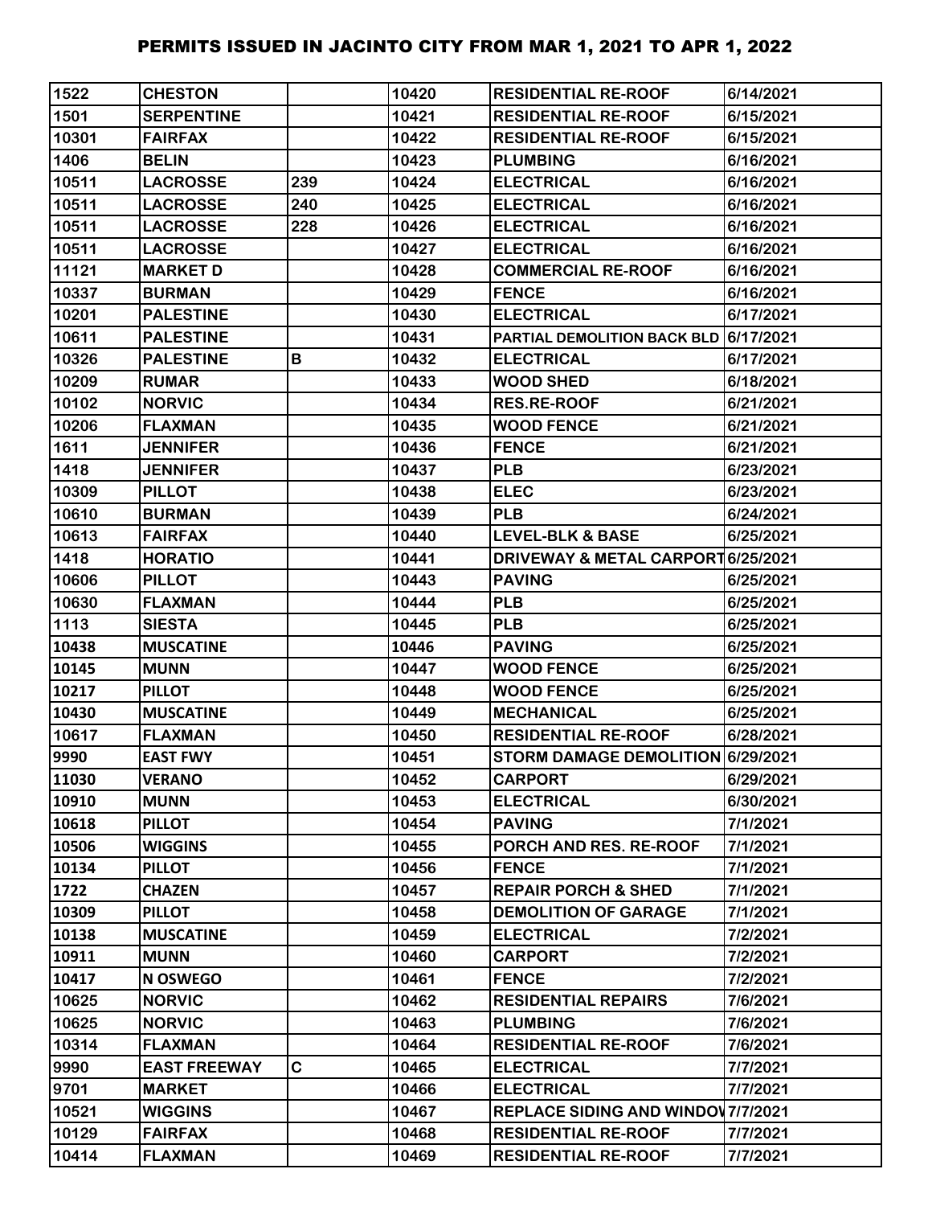# PERMITS ISSUED IN JACINTO CITY FROM MAR 1, 2021 TO APR 1, 2022

| | | | | | |
|---|---|---|---|---|---|
| 1522 | CHESTON | | 10420 | RESIDENTIAL RE-ROOF | 6/14/2021 |
| 1501 | SERPENTINE | | 10421 | RESIDENTIAL RE-ROOF | 6/15/2021 |
| 10301 | FAIRFAX | | 10422 | RESIDENTIAL RE-ROOF | 6/15/2021 |
| 1406 | BELIN | | 10423 | PLUMBING | 6/16/2021 |
| 10511 | LACROSSE | 239 | 10424 | ELECTRICAL | 6/16/2021 |
| 10511 | LACROSSE | 240 | 10425 | ELECTRICAL | 6/16/2021 |
| 10511 | LACROSSE | 228 | 10426 | ELECTRICAL | 6/16/2021 |
| 10511 | LACROSSE | | 10427 | ELECTRICAL | 6/16/2021 |
| 11121 | MARKET D | | 10428 | COMMERCIAL RE-ROOF | 6/16/2021 |
| 10337 | BURMAN | | 10429 | FENCE | 6/16/2021 |
| 10201 | PALESTINE | | 10430 | ELECTRICAL | 6/17/2021 |
| 10611 | PALESTINE | | 10431 | PARTIAL DEMOLITION BACK BLD | 6/17/2021 |
| 10326 | PALESTINE | B | 10432 | ELECTRICAL | 6/17/2021 |
| 10209 | RUMAR | | 10433 | WOOD SHED | 6/18/2021 |
| 10102 | NORVIC | | 10434 | RES.RE-ROOF | 6/21/2021 |
| 10206 | FLAXMAN | | 10435 | WOOD FENCE | 6/21/2021 |
| 1611 | JENNIFER | | 10436 | FENCE | 6/21/2021 |
| 1418 | JENNIFER | | 10437 | PLB | 6/23/2021 |
| 10309 | PILLOT | | 10438 | ELEC | 6/23/2021 |
| 10610 | BURMAN | | 10439 | PLB | 6/24/2021 |
| 10613 | FAIRFAX | | 10440 | LEVEL-BLK & BASE | 6/25/2021 |
| 1418 | HORATIO | | 10441 | DRIVEWAY & METAL CARPORT | 6/25/2021 |
| 10606 | PILLOT | | 10443 | PAVING | 6/25/2021 |
| 10630 | FLAXMAN | | 10444 | PLB | 6/25/2021 |
| 1113 | SIESTA | | 10445 | PLB | 6/25/2021 |
| 10438 | MUSCATINE | | 10446 | PAVING | 6/25/2021 |
| 10145 | MUNN | | 10447 | WOOD FENCE | 6/25/2021 |
| 10217 | PILLOT | | 10448 | WOOD FENCE | 6/25/2021 |
| 10430 | MUSCATINE | | 10449 | MECHANICAL | 6/25/2021 |
| 10617 | FLAXMAN | | 10450 | RESIDENTIAL RE-ROOF | 6/28/2021 |
| 9990 | EAST FWY | | 10451 | STORM DAMAGE DEMOLITION | 6/29/2021 |
| 11030 | VERANO | | 10452 | CARPORT | 6/29/2021 |
| 10910 | MUNN | | 10453 | ELECTRICAL | 6/30/2021 |
| 10618 | PILLOT | | 10454 | PAVING | 7/1/2021 |
| 10506 | WIGGINS | | 10455 | PORCH AND RES. RE-ROOF | 7/1/2021 |
| 10134 | PILLOT | | 10456 | FENCE | 7/1/2021 |
| 1722 | CHAZEN | | 10457 | REPAIR PORCH & SHED | 7/1/2021 |
| 10309 | PILLOT | | 10458 | DEMOLITION OF GARAGE | 7/1/2021 |
| 10138 | MUSCATINE | | 10459 | ELECTRICAL | 7/2/2021 |
| 10911 | MUNN | | 10460 | CARPORT | 7/2/2021 |
| 10417 | N OSWEGO | | 10461 | FENCE | 7/2/2021 |
| 10625 | NORVIC | | 10462 | RESIDENTIAL REPAIRS | 7/6/2021 |
| 10625 | NORVIC | | 10463 | PLUMBING | 7/6/2021 |
| 10314 | FLAXMAN | | 10464 | RESIDENTIAL RE-ROOF | 7/6/2021 |
| 9990 | EAST FREEWAY | C | 10465 | ELECTRICAL | 7/7/2021 |
| 9701 | MARKET | | 10466 | ELECTRICAL | 7/7/2021 |
| 10521 | WIGGINS | | 10467 | REPLACE SIDING AND WINDOW | 7/7/2021 |
| 10129 | FAIRFAX | | 10468 | RESIDENTIAL RE-ROOF | 7/7/2021 |
| 10414 | FLAXMAN | | 10469 | RESIDENTIAL RE-ROOF | 7/7/2021 |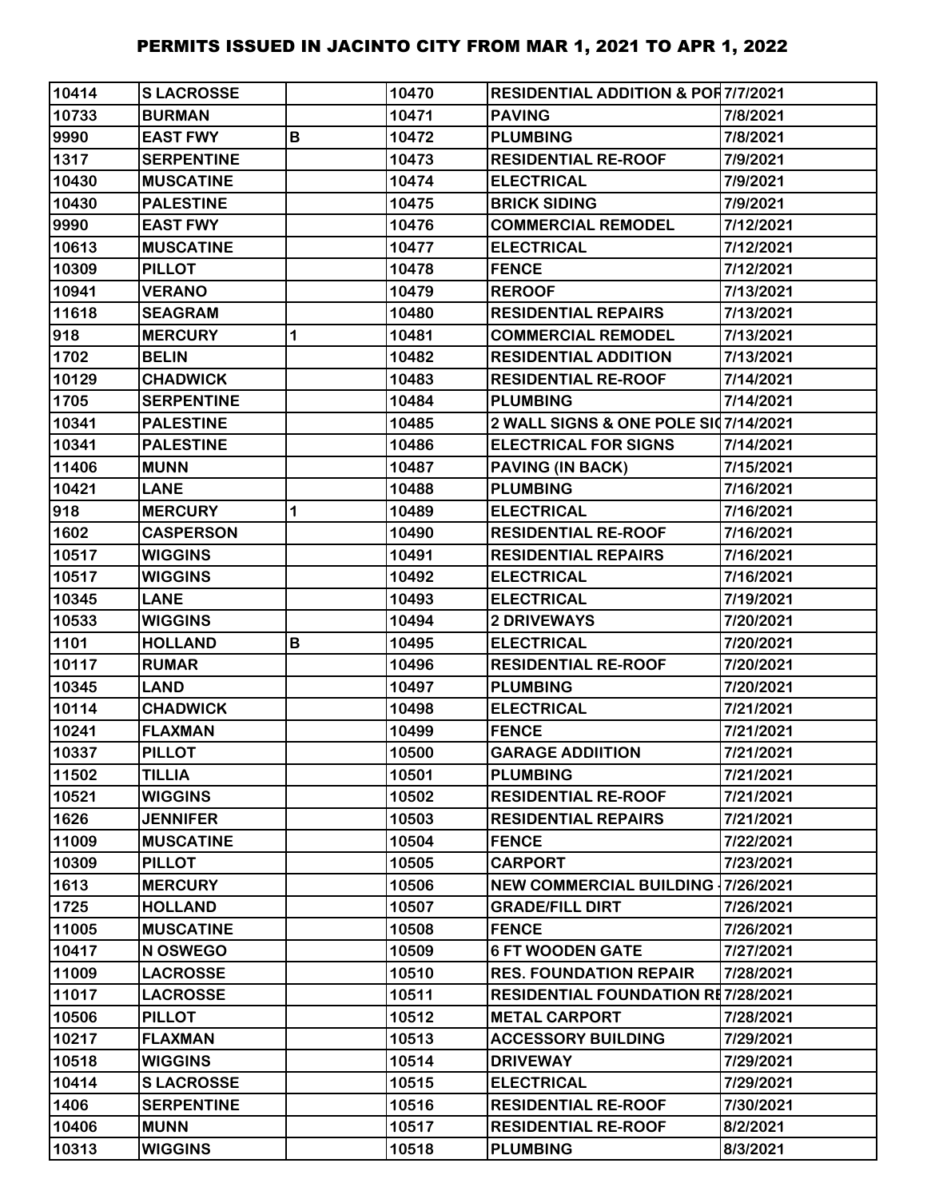# PERMITS ISSUED IN JACINTO CITY FROM MAR 1, 2021 TO APR 1, 2022

| | | | | | |
|---|---|---|---|---|---|
| 10414 | S LACROSSE | | 10470 | RESIDENTIAL ADDITION & POR | 7/7/2021 |
| 10733 | BURMAN | | 10471 | PAVING | 7/8/2021 |
| 9990 | EAST FWY | B | 10472 | PLUMBING | 7/8/2021 |
| 1317 | SERPENTINE | | 10473 | RESIDENTIAL RE-ROOF | 7/9/2021 |
| 10430 | MUSCATINE | | 10474 | ELECTRICAL | 7/9/2021 |
| 10430 | PALESTINE | | 10475 | BRICK SIDING | 7/9/2021 |
| 9990 | EAST FWY | | 10476 | COMMERCIAL REMODEL | 7/12/2021 |
| 10613 | MUSCATINE | | 10477 | ELECTRICAL | 7/12/2021 |
| 10309 | PILLOT | | 10478 | FENCE | 7/12/2021 |
| 10941 | VERANO | | 10479 | REROOF | 7/13/2021 |
| 11618 | SEAGRAM | | 10480 | RESIDENTIAL REPAIRS | 7/13/2021 |
| 918 | MERCURY | 1 | 10481 | COMMERCIAL REMODEL | 7/13/2021 |
| 1702 | BELIN | | 10482 | RESIDENTIAL ADDITION | 7/13/2021 |
| 10129 | CHADWICK | | 10483 | RESIDENTIAL RE-ROOF | 7/14/2021 |
| 1705 | SERPENTINE | | 10484 | PLUMBING | 7/14/2021 |
| 10341 | PALESTINE | | 10485 | 2 WALL SIGNS & ONE POLE SIG | 7/14/2021 |
| 10341 | PALESTINE | | 10486 | ELECTRICAL FOR SIGNS | 7/14/2021 |
| 11406 | MUNN | | 10487 | PAVING (IN BACK) | 7/15/2021 |
| 10421 | LANE | | 10488 | PLUMBING | 7/16/2021 |
| 918 | MERCURY | 1 | 10489 | ELECTRICAL | 7/16/2021 |
| 1602 | CASPERSON | | 10490 | RESIDENTIAL RE-ROOF | 7/16/2021 |
| 10517 | WIGGINS | | 10491 | RESIDENTIAL REPAIRS | 7/16/2021 |
| 10517 | WIGGINS | | 10492 | ELECTRICAL | 7/16/2021 |
| 10345 | LANE | | 10493 | ELECTRICAL | 7/19/2021 |
| 10533 | WIGGINS | | 10494 | 2 DRIVEWAYS | 7/20/2021 |
| 1101 | HOLLAND | B | 10495 | ELECTRICAL | 7/20/2021 |
| 10117 | RUMAR | | 10496 | RESIDENTIAL RE-ROOF | 7/20/2021 |
| 10345 | LAND | | 10497 | PLUMBING | 7/20/2021 |
| 10114 | CHADWICK | | 10498 | ELECTRICAL | 7/21/2021 |
| 10241 | FLAXMAN | | 10499 | FENCE | 7/21/2021 |
| 10337 | PILLOT | | 10500 | GARAGE ADDIITION | 7/21/2021 |
| 11502 | TILLIA | | 10501 | PLUMBING | 7/21/2021 |
| 10521 | WIGGINS | | 10502 | RESIDENTIAL RE-ROOF | 7/21/2021 |
| 1626 | JENNIFER | | 10503 | RESIDENTIAL REPAIRS | 7/21/2021 |
| 11009 | MUSCATINE | | 10504 | FENCE | 7/22/2021 |
| 10309 | PILLOT | | 10505 | CARPORT | 7/23/2021 |
| 1613 | MERCURY | | 10506 | NEW COMMERCIAL BUILDING - | 7/26/2021 |
| 1725 | HOLLAND | | 10507 | GRADE/FILL DIRT | 7/26/2021 |
| 11005 | MUSCATINE | | 10508 | FENCE | 7/26/2021 |
| 10417 | N OSWEGO | | 10509 | 6 FT WOODEN GATE | 7/27/2021 |
| 11009 | LACROSSE | | 10510 | RES. FOUNDATION REPAIR | 7/28/2021 |
| 11017 | LACROSSE | | 10511 | RESIDENTIAL FOUNDATION RE | 7/28/2021 |
| 10506 | PILLOT | | 10512 | METAL CARPORT | 7/28/2021 |
| 10217 | FLAXMAN | | 10513 | ACCESSORY BUILDING | 7/29/2021 |
| 10518 | WIGGINS | | 10514 | DRIVEWAY | 7/29/2021 |
| 10414 | S LACROSSE | | 10515 | ELECTRICAL | 7/29/2021 |
| 1406 | SERPENTINE | | 10516 | RESIDENTIAL RE-ROOF | 7/30/2021 |
| 10406 | MUNN | | 10517 | RESIDENTIAL RE-ROOF | 8/2/2021 |
| 10313 | WIGGINS | | 10518 | PLUMBING | 8/3/2021 |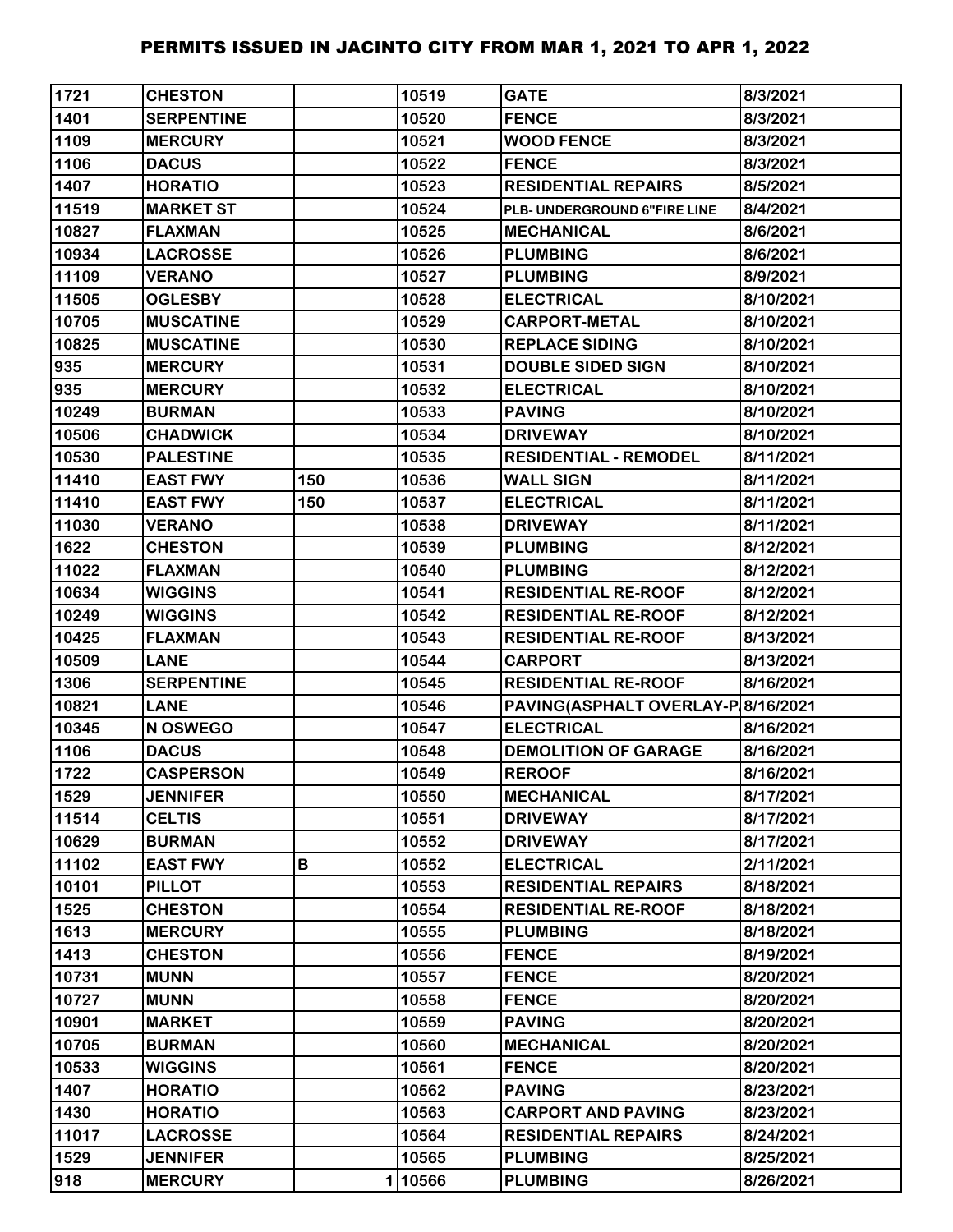# PERMITS ISSUED IN JACINTO CITY FROM MAR 1, 2021 TO APR 1, 2022

| | | | | | |
|---|---|---|---|---|---|
| 1721 | CHESTON | | 10519 | GATE | 8/3/2021 |
| 1401 | SERPENTINE | | 10520 | FENCE | 8/3/2021 |
| 1109 | MERCURY | | 10521 | WOOD FENCE | 8/3/2021 |
| 1106 | DACUS | | 10522 | FENCE | 8/3/2021 |
| 1407 | HORATIO | | 10523 | RESIDENTIAL REPAIRS | 8/5/2021 |
| 11519 | MARKET ST | | 10524 | PLB- UNDERGROUND 6"FIRE LINE | 8/4/2021 |
| 10827 | FLAXMAN | | 10525 | MECHANICAL | 8/6/2021 |
| 10934 | LACROSSE | | 10526 | PLUMBING | 8/6/2021 |
| 11109 | VERANO | | 10527 | PLUMBING | 8/9/2021 |
| 11505 | OGLESBY | | 10528 | ELECTRICAL | 8/10/2021 |
| 10705 | MUSCATINE | | 10529 | CARPORT-METAL | 8/10/2021 |
| 10825 | MUSCATINE | | 10530 | REPLACE SIDING | 8/10/2021 |
| 935 | MERCURY | | 10531 | DOUBLE SIDED SIGN | 8/10/2021 |
| 935 | MERCURY | | 10532 | ELECTRICAL | 8/10/2021 |
| 10249 | BURMAN | | 10533 | PAVING | 8/10/2021 |
| 10506 | CHADWICK | | 10534 | DRIVEWAY | 8/10/2021 |
| 10530 | PALESTINE | | 10535 | RESIDENTIAL - REMODEL | 8/11/2021 |
| 11410 | EAST FWY | 150 | 10536 | WALL SIGN | 8/11/2021 |
| 11410 | EAST FWY | 150 | 10537 | ELECTRICAL | 8/11/2021 |
| 11030 | VERANO | | 10538 | DRIVEWAY | 8/11/2021 |
| 1622 | CHESTON | | 10539 | PLUMBING | 8/12/2021 |
| 11022 | FLAXMAN | | 10540 | PLUMBING | 8/12/2021 |
| 10634 | WIGGINS | | 10541 | RESIDENTIAL RE-ROOF | 8/12/2021 |
| 10249 | WIGGINS | | 10542 | RESIDENTIAL RE-ROOF | 8/12/2021 |
| 10425 | FLAXMAN | | 10543 | RESIDENTIAL RE-ROOF | 8/13/2021 |
| 10509 | LANE | | 10544 | CARPORT | 8/13/2021 |
| 1306 | SERPENTINE | | 10545 | RESIDENTIAL RE-ROOF | 8/16/2021 |
| 10821 | LANE | | 10546 | PAVING(ASPHALT OVERLAY-P | 8/16/2021 |
| 10345 | N OSWEGO | | 10547 | ELECTRICAL | 8/16/2021 |
| 1106 | DACUS | | 10548 | DEMOLITION OF GARAGE | 8/16/2021 |
| 1722 | CASPERSON | | 10549 | REROOF | 8/16/2021 |
| 1529 | JENNIFER | | 10550 | MECHANICAL | 8/17/2021 |
| 11514 | CELTIS | | 10551 | DRIVEWAY | 8/17/2021 |
| 10629 | BURMAN | | 10552 | DRIVEWAY | 8/17/2021 |
| 11102 | EAST FWY | B | 10552 | ELECTRICAL | 2/11/2021 |
| 10101 | PILLOT | | 10553 | RESIDENTIAL REPAIRS | 8/18/2021 |
| 1525 | CHESTON | | 10554 | RESIDENTIAL RE-ROOF | 8/18/2021 |
| 1613 | MERCURY | | 10555 | PLUMBING | 8/18/2021 |
| 1413 | CHESTON | | 10556 | FENCE | 8/19/2021 |
| 10731 | MUNN | | 10557 | FENCE | 8/20/2021 |
| 10727 | MUNN | | 10558 | FENCE | 8/20/2021 |
| 10901 | MARKET | | 10559 | PAVING | 8/20/2021 |
| 10705 | BURMAN | | 10560 | MECHANICAL | 8/20/2021 |
| 10533 | WIGGINS | | 10561 | FENCE | 8/20/2021 |
| 1407 | HORATIO | | 10562 | PAVING | 8/23/2021 |
| 1430 | HORATIO | | 10563 | CARPORT AND PAVING | 8/23/2021 |
| 11017 | LACROSSE | | 10564 | RESIDENTIAL REPAIRS | 8/24/2021 |
| 1529 | JENNIFER | | 10565 | PLUMBING | 8/25/2021 |
| 918 | MERCURY | 1 | 10566 | PLUMBING | 8/26/2021 |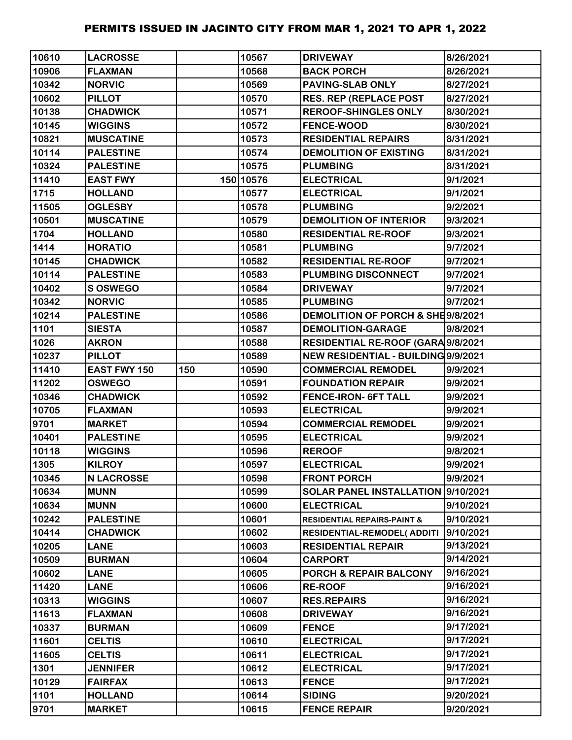# PERMITS ISSUED IN JACINTO CITY FROM MAR 1, 2021 TO APR 1, 2022

| | | | | | |
|---|---|---|---|---|---|
| 10610 | LACROSSE | | 10567 | DRIVEWAY | 8/26/2021 |
| 10906 | FLAXMAN | | 10568 | BACK PORCH | 8/26/2021 |
| 10342 | NORVIC | | 10569 | PAVING-SLAB ONLY | 8/27/2021 |
| 10602 | PILLOT | | 10570 | RES. REP (REPLACE POST | 8/27/2021 |
| 10138 | CHADWICK | | 10571 | REROOF-SHINGLES ONLY | 8/30/2021 |
| 10145 | WIGGINS | | 10572 | FENCE-WOOD | 8/30/2021 |
| 10821 | MUSCATINE | | 10573 | RESIDENTIAL REPAIRS | 8/31/2021 |
| 10114 | PALESTINE | | 10574 | DEMOLITION OF EXISTING | 8/31/2021 |
| 10324 | PALESTINE | | 10575 | PLUMBING | 8/31/2021 |
| 11410 | EAST FWY | 150 | 10576 | ELECTRICAL | 9/1/2021 |
| 1715 | HOLLAND | | 10577 | ELECTRICAL | 9/1/2021 |
| 11505 | OGLESBY | | 10578 | PLUMBING | 9/2/2021 |
| 10501 | MUSCATINE | | 10579 | DEMOLITION OF INTERIOR | 9/3/2021 |
| 1704 | HOLLAND | | 10580 | RESIDENTIAL RE-ROOF | 9/3/2021 |
| 1414 | HORATIO | | 10581 | PLUMBING | 9/7/2021 |
| 10145 | CHADWICK | | 10582 | RESIDENTIAL RE-ROOF | 9/7/2021 |
| 10114 | PALESTINE | | 10583 | PLUMBING DISCONNECT | 9/7/2021 |
| 10402 | S OSWEGO | | 10584 | DRIVEWAY | 9/7/2021 |
| 10342 | NORVIC | | 10585 | PLUMBING | 9/7/2021 |
| 10214 | PALESTINE | | 10586 | DEMOLITION OF PORCH & SHE | 9/8/2021 |
| 1101 | SIESTA | | 10587 | DEMOLITION-GARAGE | 9/8/2021 |
| 1026 | AKRON | | 10588 | RESIDENTIAL RE-ROOF (GARA | 9/8/2021 |
| 10237 | PILLOT | | 10589 | NEW RESIDENTIAL - BUILDING | 9/9/2021 |
| 11410 | EAST FWY 150 | 150 | 10590 | COMMERCIAL REMODEL | 9/9/2021 |
| 11202 | OSWEGO | | 10591 | FOUNDATION REPAIR | 9/9/2021 |
| 10346 | CHADWICK | | 10592 | FENCE-IRON- 6FT TALL | 9/9/2021 |
| 10705 | FLAXMAN | | 10593 | ELECTRICAL | 9/9/2021 |
| 9701 | MARKET | | 10594 | COMMERCIAL REMODEL | 9/9/2021 |
| 10401 | PALESTINE | | 10595 | ELECTRICAL | 9/9/2021 |
| 10118 | WIGGINS | | 10596 | REROOF | 9/8/2021 |
| 1305 | KILROY | | 10597 | ELECTRICAL | 9/9/2021 |
| 10345 | N LACROSSE | | 10598 | FRONT PORCH | 9/9/2021 |
| 10634 | MUNN | | 10599 | SOLAR PANEL INSTALLATION | 9/10/2021 |
| 10634 | MUNN | | 10600 | ELECTRICAL | 9/10/2021 |
| 10242 | PALESTINE | | 10601 | RESIDENTIAL REPAIRS-PAINT & | 9/10/2021 |
| 10414 | CHADWICK | | 10602 | RESIDENTIAL-REMODEL( ADDITI | 9/10/2021 |
| 10205 | LANE | | 10603 | RESIDENTIAL REPAIR | 9/13/2021 |
| 10509 | BURMAN | | 10604 | CARPORT | 9/14/2021 |
| 10602 | LANE | | 10605 | PORCH & REPAIR BALCONY | 9/16/2021 |
| 11420 | LANE | | 10606 | RE-ROOF | 9/16/2021 |
| 10313 | WIGGINS | | 10607 | RES.REPAIRS | 9/16/2021 |
| 11613 | FLAXMAN | | 10608 | DRIVEWAY | 9/16/2021 |
| 10337 | BURMAN | | 10609 | FENCE | 9/17/2021 |
| 11601 | CELTIS | | 10610 | ELECTRICAL | 9/17/2021 |
| 11605 | CELTIS | | 10611 | ELECTRICAL | 9/17/2021 |
| 1301 | JENNIFER | | 10612 | ELECTRICAL | 9/17/2021 |
| 10129 | FAIRFAX | | 10613 | FENCE | 9/17/2021 |
| 1101 | HOLLAND | | 10614 | SIDING | 9/20/2021 |
| 9701 | MARKET | | 10615 | FENCE REPAIR | 9/20/2021 |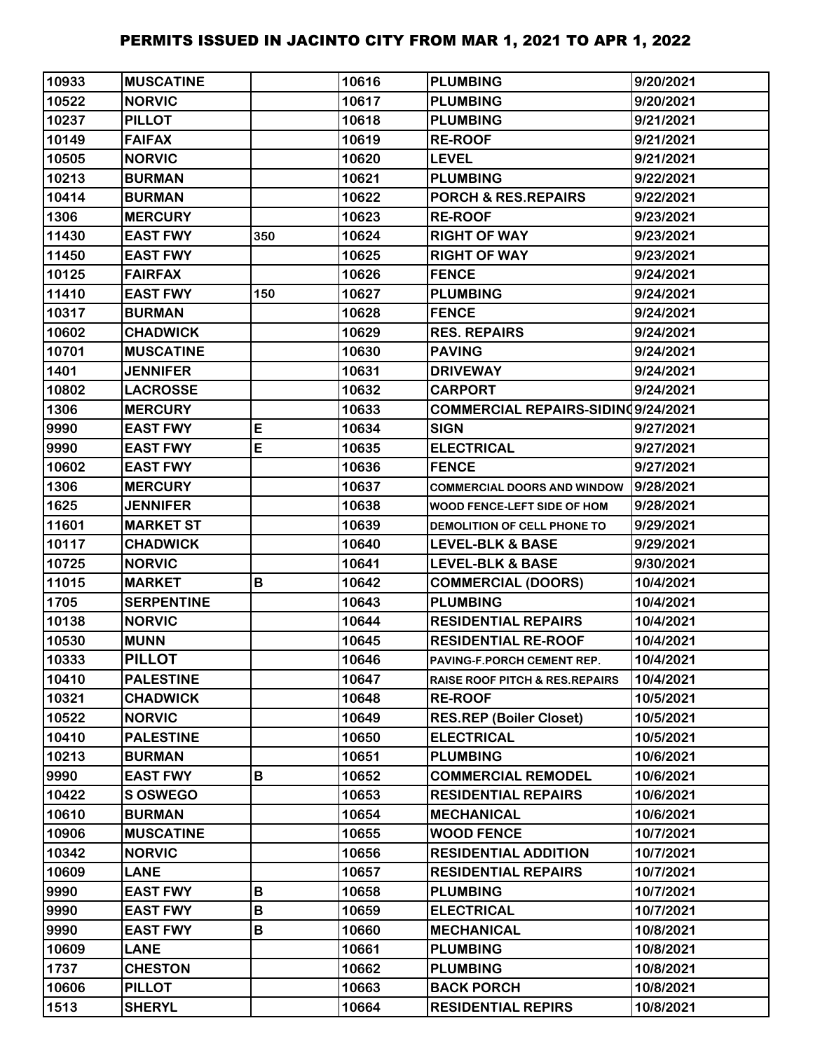# PERMITS ISSUED IN JACINTO CITY FROM MAR 1, 2021 TO APR 1, 2022

| | | | | | |
|---|---|---|---|---|---|
| 10933 | MUSCATINE | | 10616 | PLUMBING | 9/20/2021 |
| 10522 | NORVIC | | 10617 | PLUMBING | 9/20/2021 |
| 10237 | PILLOT | | 10618 | PLUMBING | 9/21/2021 |
| 10149 | FAIFAX | | 10619 | RE-ROOF | 9/21/2021 |
| 10505 | NORVIC | | 10620 | LEVEL | 9/21/2021 |
| 10213 | BURMAN | | 10621 | PLUMBING | 9/22/2021 |
| 10414 | BURMAN | | 10622 | PORCH & RES.REPAIRS | 9/22/2021 |
| 1306 | MERCURY | | 10623 | RE-ROOF | 9/23/2021 |
| 11430 | EAST FWY | 350 | 10624 | RIGHT OF WAY | 9/23/2021 |
| 11450 | EAST FWY | | 10625 | RIGHT OF WAY | 9/23/2021 |
| 10125 | FAIRFAX | | 10626 | FENCE | 9/24/2021 |
| 11410 | EAST FWY | 150 | 10627 | PLUMBING | 9/24/2021 |
| 10317 | BURMAN | | 10628 | FENCE | 9/24/2021 |
| 10602 | CHADWICK | | 10629 | RES. REPAIRS | 9/24/2021 |
| 10701 | MUSCATINE | | 10630 | PAVING | 9/24/2021 |
| 1401 | JENNIFER | | 10631 | DRIVEWAY | 9/24/2021 |
| 10802 | LACROSSE | | 10632 | CARPORT | 9/24/2021 |
| 1306 | MERCURY | | 10633 | COMMERCIAL REPAIRS-SIDING | 9/24/2021 |
| 9990 | EAST FWY | E | 10634 | SIGN | 9/27/2021 |
| 9990 | EAST FWY | E | 10635 | ELECTRICAL | 9/27/2021 |
| 10602 | EAST FWY | | 10636 | FENCE | 9/27/2021 |
| 1306 | MERCURY | | 10637 | COMMERCIAL DOORS AND WINDOW | 9/28/2021 |
| 1625 | JENNIFER | | 10638 | WOOD FENCE-LEFT SIDE OF HOM | 9/28/2021 |
| 11601 | MARKET ST | | 10639 | DEMOLITION OF CELL PHONE TO | 9/29/2021 |
| 10117 | CHADWICK | | 10640 | LEVEL-BLK & BASE | 9/29/2021 |
| 10725 | NORVIC | | 10641 | LEVEL-BLK & BASE | 9/30/2021 |
| 11015 | MARKET | B | 10642 | COMMERCIAL (DOORS) | 10/4/2021 |
| 1705 | SERPENTINE | | 10643 | PLUMBING | 10/4/2021 |
| 10138 | NORVIC | | 10644 | RESIDENTIAL REPAIRS | 10/4/2021 |
| 10530 | MUNN | | 10645 | RESIDENTIAL RE-ROOF | 10/4/2021 |
| 10333 | PILLOT | | 10646 | PAVING-F.PORCH CEMENT REP. | 10/4/2021 |
| 10410 | PALESTINE | | 10647 | RAISE ROOF PITCH & RES.REPAIRS | 10/4/2021 |
| 10321 | CHADWICK | | 10648 | RE-ROOF | 10/5/2021 |
| 10522 | NORVIC | | 10649 | RES.REP (Boiler Closet) | 10/5/2021 |
| 10410 | PALESTINE | | 10650 | ELECTRICAL | 10/5/2021 |
| 10213 | BURMAN | | 10651 | PLUMBING | 10/6/2021 |
| 9990 | EAST FWY | B | 10652 | COMMERCIAL REMODEL | 10/6/2021 |
| 10422 | S OSWEGO | | 10653 | RESIDENTIAL REPAIRS | 10/6/2021 |
| 10610 | BURMAN | | 10654 | MECHANICAL | 10/6/2021 |
| 10906 | MUSCATINE | | 10655 | WOOD FENCE | 10/7/2021 |
| 10342 | NORVIC | | 10656 | RESIDENTIAL ADDITION | 10/7/2021 |
| 10609 | LANE | | 10657 | RESIDENTIAL REPAIRS | 10/7/2021 |
| 9990 | EAST FWY | B | 10658 | PLUMBING | 10/7/2021 |
| 9990 | EAST FWY | B | 10659 | ELECTRICAL | 10/7/2021 |
| 9990 | EAST FWY | B | 10660 | MECHANICAL | 10/8/2021 |
| 10609 | LANE | | 10661 | PLUMBING | 10/8/2021 |
| 1737 | CHESTON | | 10662 | PLUMBING | 10/8/2021 |
| 10606 | PILLOT | | 10663 | BACK PORCH | 10/8/2021 |
| 1513 | SHERYL | | 10664 | RESIDENTIAL REPIRS | 10/8/2021 |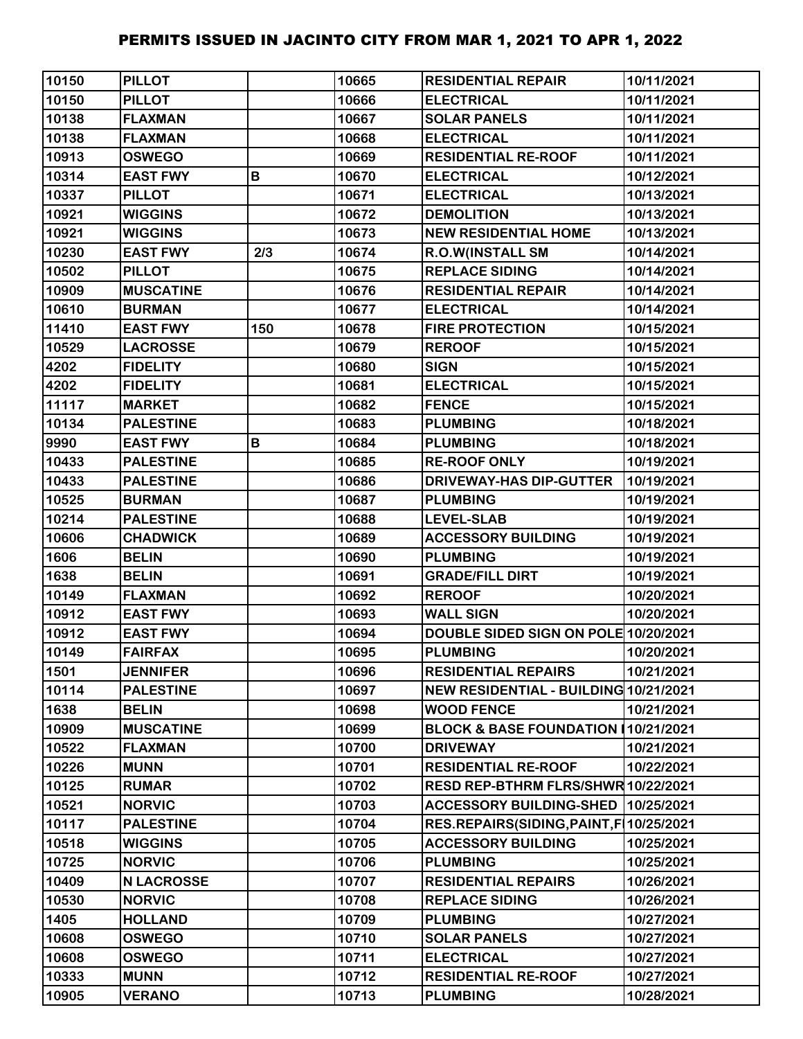# PERMITS ISSUED IN JACINTO CITY FROM MAR 1, 2021 TO APR 1, 2022

| | | | | | |
|---|---|---|---|---|---|
| 10150 | PILLOT | | 10665 | RESIDENTIAL REPAIR | 10/11/2021 |
| 10150 | PILLOT | | 10666 | ELECTRICAL | 10/11/2021 |
| 10138 | FLAXMAN | | 10667 | SOLAR PANELS | 10/11/2021 |
| 10138 | FLAXMAN | | 10668 | ELECTRICAL | 10/11/2021 |
| 10913 | OSWEGO | | 10669 | RESIDENTIAL RE-ROOF | 10/11/2021 |
| 10314 | EAST FWY | B | 10670 | ELECTRICAL | 10/12/2021 |
| 10337 | PILLOT | | 10671 | ELECTRICAL | 10/13/2021 |
| 10921 | WIGGINS | | 10672 | DEMOLITION | 10/13/2021 |
| 10921 | WIGGINS | | 10673 | NEW RESIDENTIAL HOME | 10/13/2021 |
| 10230 | EAST FWY | 2/3 | 10674 | R.O.W(INSTALL SM | 10/14/2021 |
| 10502 | PILLOT | | 10675 | REPLACE SIDING | 10/14/2021 |
| 10909 | MUSCATINE | | 10676 | RESIDENTIAL REPAIR | 10/14/2021 |
| 10610 | BURMAN | | 10677 | ELECTRICAL | 10/14/2021 |
| 11410 | EAST FWY | 150 | 10678 | FIRE PROTECTION | 10/15/2021 |
| 10529 | LACROSSE | | 10679 | REROOF | 10/15/2021 |
| 4202 | FIDELITY | | 10680 | SIGN | 10/15/2021 |
| 4202 | FIDELITY | | 10681 | ELECTRICAL | 10/15/2021 |
| 11117 | MARKET | | 10682 | FENCE | 10/15/2021 |
| 10134 | PALESTINE | | 10683 | PLUMBING | 10/18/2021 |
| 9990 | EAST FWY | B | 10684 | PLUMBING | 10/18/2021 |
| 10433 | PALESTINE | | 10685 | RE-ROOF ONLY | 10/19/2021 |
| 10433 | PALESTINE | | 10686 | DRIVEWAY-HAS DIP-GUTTER | 10/19/2021 |
| 10525 | BURMAN | | 10687 | PLUMBING | 10/19/2021 |
| 10214 | PALESTINE | | 10688 | LEVEL-SLAB | 10/19/2021 |
| 10606 | CHADWICK | | 10689 | ACCESSORY BUILDING | 10/19/2021 |
| 1606 | BELIN | | 10690 | PLUMBING | 10/19/2021 |
| 1638 | BELIN | | 10691 | GRADE/FILL DIRT | 10/19/2021 |
| 10149 | FLAXMAN | | 10692 | REROOF | 10/20/2021 |
| 10912 | EAST FWY | | 10693 | WALL SIGN | 10/20/2021 |
| 10912 | EAST FWY | | 10694 | DOUBLE SIDED SIGN ON POLE | 10/20/2021 |
| 10149 | FAIRFAX | | 10695 | PLUMBING | 10/20/2021 |
| 1501 | JENNIFER | | 10696 | RESIDENTIAL REPAIRS | 10/21/2021 |
| 10114 | PALESTINE | | 10697 | NEW RESIDENTIAL - BUILDING | 10/21/2021 |
| 1638 | BELIN | | 10698 | WOOD FENCE | 10/21/2021 |
| 10909 | MUSCATINE | | 10699 | BLOCK & BASE FOUNDATION I | 10/21/2021 |
| 10522 | FLAXMAN | | 10700 | DRIVEWAY | 10/21/2021 |
| 10226 | MUNN | | 10701 | RESIDENTIAL RE-ROOF | 10/22/2021 |
| 10125 | RUMAR | | 10702 | RESD REP-BTHRM FLRS/SHWR | 10/22/2021 |
| 10521 | NORVIC | | 10703 | ACCESSORY BUILDING-SHED | 10/25/2021 |
| 10117 | PALESTINE | | 10704 | RES.REPAIRS(SIDING,PAINT,F | 10/25/2021 |
| 10518 | WIGGINS | | 10705 | ACCESSORY BUILDING | 10/25/2021 |
| 10725 | NORVIC | | 10706 | PLUMBING | 10/25/2021 |
| 10409 | N LACROSSE | | 10707 | RESIDENTIAL REPAIRS | 10/26/2021 |
| 10530 | NORVIC | | 10708 | REPLACE SIDING | 10/26/2021 |
| 1405 | HOLLAND | | 10709 | PLUMBING | 10/27/2021 |
| 10608 | OSWEGO | | 10710 | SOLAR PANELS | 10/27/2021 |
| 10608 | OSWEGO | | 10711 | ELECTRICAL | 10/27/2021 |
| 10333 | MUNN | | 10712 | RESIDENTIAL RE-ROOF | 10/27/2021 |
| 10905 | VERANO | | 10713 | PLUMBING | 10/28/2021 |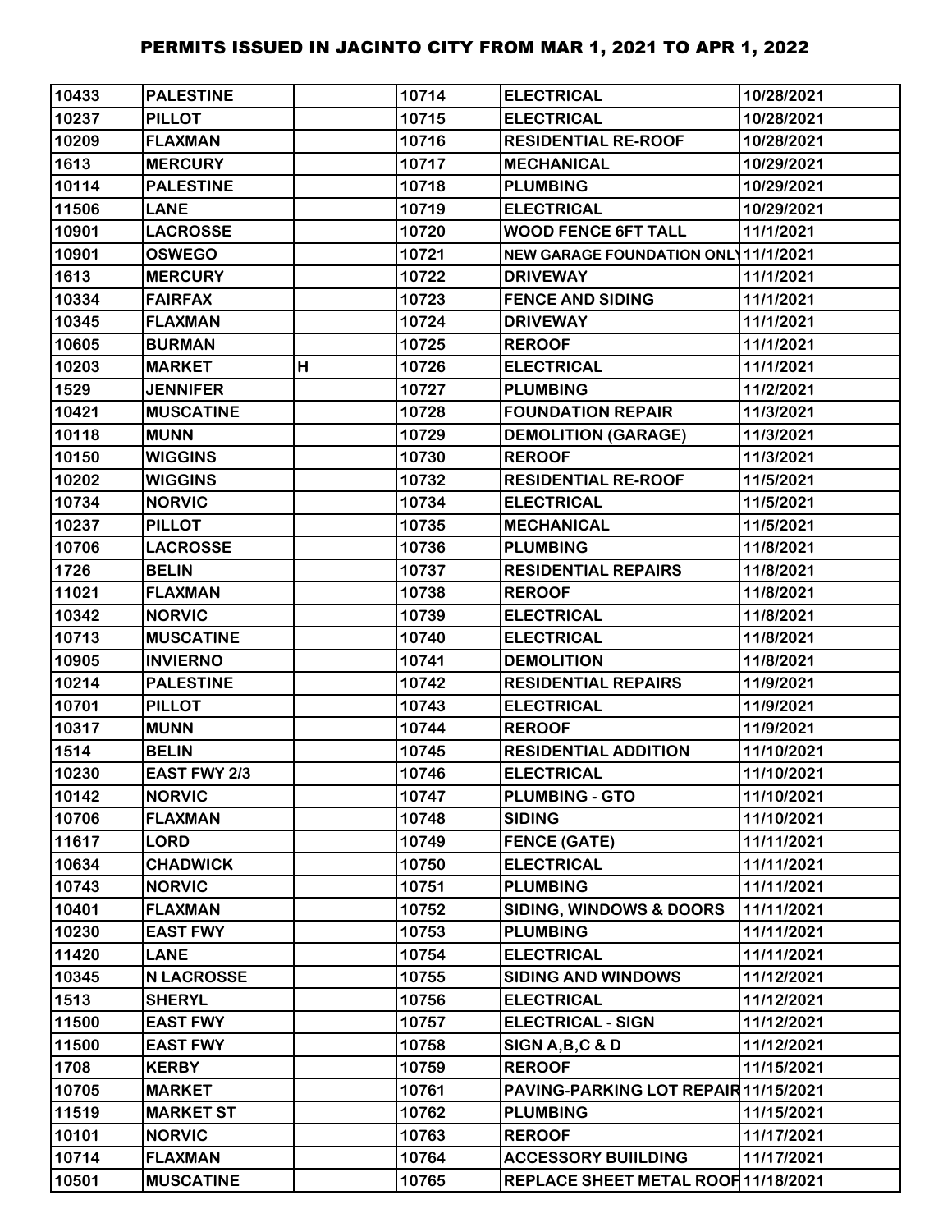# PERMITS ISSUED IN JACINTO CITY FROM MAR 1, 2021 TO APR 1, 2022

| | | | | | |
|---|---|---|---|---|---|
| 10433 | PALESTINE | | 10714 | ELECTRICAL | 10/28/2021 |
| 10237 | PILLOT | | 10715 | ELECTRICAL | 10/28/2021 |
| 10209 | FLAXMAN | | 10716 | RESIDENTIAL RE-ROOF | 10/28/2021 |
| 1613 | MERCURY | | 10717 | MECHANICAL | 10/29/2021 |
| 10114 | PALESTINE | | 10718 | PLUMBING | 10/29/2021 |
| 11506 | LANE | | 10719 | ELECTRICAL | 10/29/2021 |
| 10901 | LACROSSE | | 10720 | WOOD FENCE 6FT TALL | 11/1/2021 |
| 10901 | OSWEGO | | 10721 | NEW GARAGE FOUNDATION ONLY | 11/1/2021 |
| 1613 | MERCURY | | 10722 | DRIVEWAY | 11/1/2021 |
| 10334 | FAIRFAX | | 10723 | FENCE AND SIDING | 11/1/2021 |
| 10345 | FLAXMAN | | 10724 | DRIVEWAY | 11/1/2021 |
| 10605 | BURMAN | | 10725 | REROOF | 11/1/2021 |
| 10203 | MARKET | H | 10726 | ELECTRICAL | 11/1/2021 |
| 1529 | JENNIFER | | 10727 | PLUMBING | 11/2/2021 |
| 10421 | MUSCATINE | | 10728 | FOUNDATION REPAIR | 11/3/2021 |
| 10118 | MUNN | | 10729 | DEMOLITION (GARAGE) | 11/3/2021 |
| 10150 | WIGGINS | | 10730 | REROOF | 11/3/2021 |
| 10202 | WIGGINS | | 10732 | RESIDENTIAL RE-ROOF | 11/5/2021 |
| 10734 | NORVIC | | 10734 | ELECTRICAL | 11/5/2021 |
| 10237 | PILLOT | | 10735 | MECHANICAL | 11/5/2021 |
| 10706 | LACROSSE | | 10736 | PLUMBING | 11/8/2021 |
| 1726 | BELIN | | 10737 | RESIDENTIAL REPAIRS | 11/8/2021 |
| 11021 | FLAXMAN | | 10738 | REROOF | 11/8/2021 |
| 10342 | NORVIC | | 10739 | ELECTRICAL | 11/8/2021 |
| 10713 | MUSCATINE | | 10740 | ELECTRICAL | 11/8/2021 |
| 10905 | INVIERNO | | 10741 | DEMOLITION | 11/8/2021 |
| 10214 | PALESTINE | | 10742 | RESIDENTIAL REPAIRS | 11/9/2021 |
| 10701 | PILLOT | | 10743 | ELECTRICAL | 11/9/2021 |
| 10317 | MUNN | | 10744 | REROOF | 11/9/2021 |
| 1514 | BELIN | | 10745 | RESIDENTIAL ADDITION | 11/10/2021 |
| 10230 | EAST FWY 2/3 | | 10746 | ELECTRICAL | 11/10/2021 |
| 10142 | NORVIC | | 10747 | PLUMBING - GTO | 11/10/2021 |
| 10706 | FLAXMAN | | 10748 | SIDING | 11/10/2021 |
| 11617 | LORD | | 10749 | FENCE (GATE) | 11/11/2021 |
| 10634 | CHADWICK | | 10750 | ELECTRICAL | 11/11/2021 |
| 10743 | NORVIC | | 10751 | PLUMBING | 11/11/2021 |
| 10401 | FLAXMAN | | 10752 | SIDING, WINDOWS & DOORS | 11/11/2021 |
| 10230 | EAST FWY | | 10753 | PLUMBING | 11/11/2021 |
| 11420 | LANE | | 10754 | ELECTRICAL | 11/11/2021 |
| 10345 | N LACROSSE | | 10755 | SIDING AND WINDOWS | 11/12/2021 |
| 1513 | SHERYL | | 10756 | ELECTRICAL | 11/12/2021 |
| 11500 | EAST FWY | | 10757 | ELECTRICAL - SIGN | 11/12/2021 |
| 11500 | EAST FWY | | 10758 | SIGN A,B,C & D | 11/12/2021 |
| 1708 | KERBY | | 10759 | REROOF | 11/15/2021 |
| 10705 | MARKET | | 10761 | PAVING-PARKING LOT REPAIR | 11/15/2021 |
| 11519 | MARKET ST | | 10762 | PLUMBING | 11/15/2021 |
| 10101 | NORVIC | | 10763 | REROOF | 11/17/2021 |
| 10714 | FLAXMAN | | 10764 | ACCESSORY BUIILDING | 11/17/2021 |
| 10501 | MUSCATINE | | 10765 | REPLACE SHEET METAL ROOF | 11/18/2021 |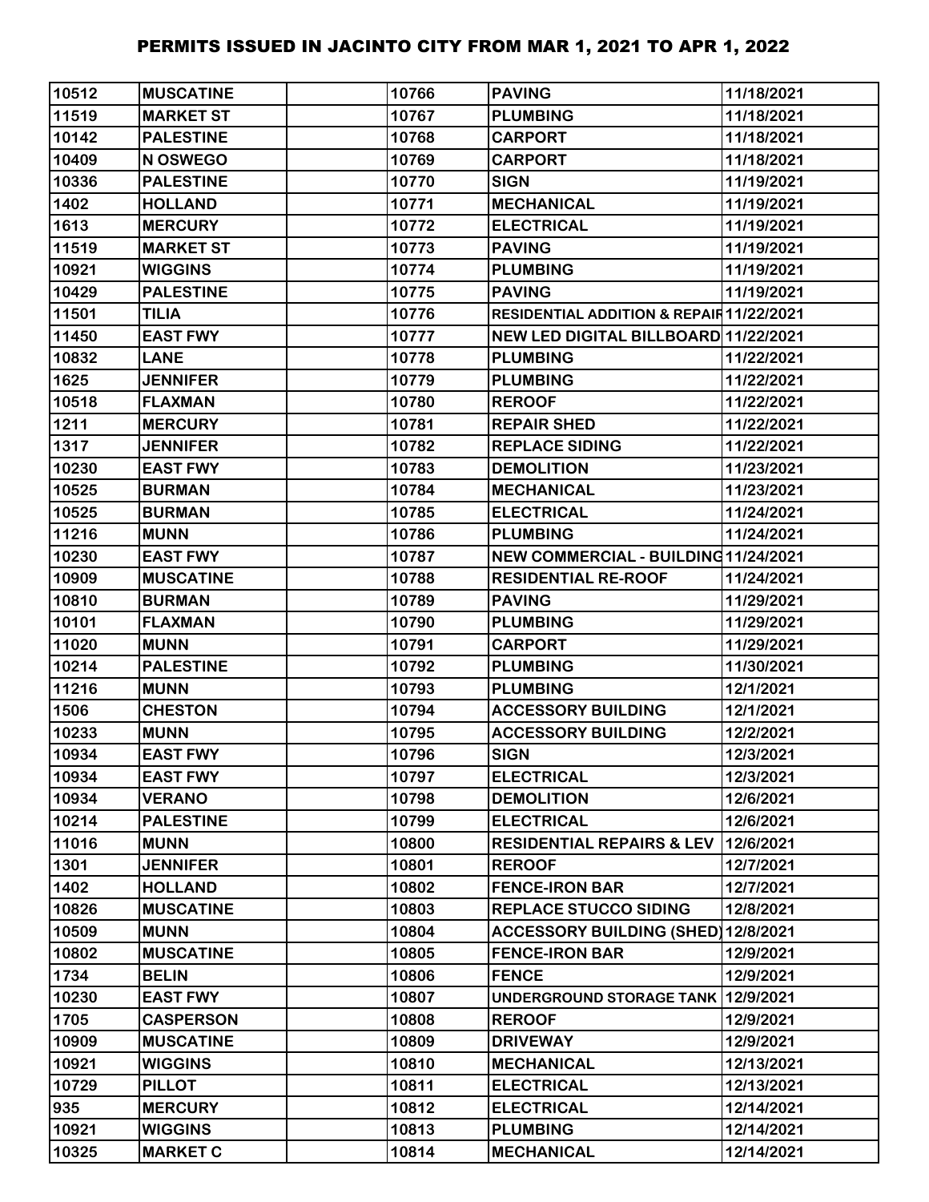# PERMITS ISSUED IN JACINTO CITY FROM MAR 1, 2021 TO APR 1, 2022

| | | | | | |
|---|---|---|---|---|---|
| 10512 | MUSCATINE | | 10766 | PAVING | 11/18/2021 |
| 11519 | MARKET ST | | 10767 | PLUMBING | 11/18/2021 |
| 10142 | PALESTINE | | 10768 | CARPORT | 11/18/2021 |
| 10409 | N OSWEGO | | 10769 | CARPORT | 11/18/2021 |
| 10336 | PALESTINE | | 10770 | SIGN | 11/19/2021 |
| 1402 | HOLLAND | | 10771 | MECHANICAL | 11/19/2021 |
| 1613 | MERCURY | | 10772 | ELECTRICAL | 11/19/2021 |
| 11519 | MARKET ST | | 10773 | PAVING | 11/19/2021 |
| 10921 | WIGGINS | | 10774 | PLUMBING | 11/19/2021 |
| 10429 | PALESTINE | | 10775 | PAVING | 11/19/2021 |
| 11501 | TILIA | | 10776 | RESIDENTIAL ADDITION & REPAIR | 11/22/2021 |
| 11450 | EAST FWY | | 10777 | NEW LED DIGITAL BILLBOARD | 11/22/2021 |
| 10832 | LANE | | 10778 | PLUMBING | 11/22/2021 |
| 1625 | JENNIFER | | 10779 | PLUMBING | 11/22/2021 |
| 10518 | FLAXMAN | | 10780 | REROOF | 11/22/2021 |
| 1211 | MERCURY | | 10781 | REPAIR SHED | 11/22/2021 |
| 1317 | JENNIFER | | 10782 | REPLACE SIDING | 11/22/2021 |
| 10230 | EAST FWY | | 10783 | DEMOLITION | 11/23/2021 |
| 10525 | BURMAN | | 10784 | MECHANICAL | 11/23/2021 |
| 10525 | BURMAN | | 10785 | ELECTRICAL | 11/24/2021 |
| 11216 | MUNN | | 10786 | PLUMBING | 11/24/2021 |
| 10230 | EAST FWY | | 10787 | NEW COMMERCIAL - BUILDING | 11/24/2021 |
| 10909 | MUSCATINE | | 10788 | RESIDENTIAL RE-ROOF | 11/24/2021 |
| 10810 | BURMAN | | 10789 | PAVING | 11/29/2021 |
| 10101 | FLAXMAN | | 10790 | PLUMBING | 11/29/2021 |
| 11020 | MUNN | | 10791 | CARPORT | 11/29/2021 |
| 10214 | PALESTINE | | 10792 | PLUMBING | 11/30/2021 |
| 11216 | MUNN | | 10793 | PLUMBING | 12/1/2021 |
| 1506 | CHESTON | | 10794 | ACCESSORY BUILDING | 12/1/2021 |
| 10233 | MUNN | | 10795 | ACCESSORY BUILDING | 12/2/2021 |
| 10934 | EAST FWY | | 10796 | SIGN | 12/3/2021 |
| 10934 | EAST FWY | | 10797 | ELECTRICAL | 12/3/2021 |
| 10934 | VERANO | | 10798 | DEMOLITION | 12/6/2021 |
| 10214 | PALESTINE | | 10799 | ELECTRICAL | 12/6/2021 |
| 11016 | MUNN | | 10800 | RESIDENTIAL REPAIRS & LEV | 12/6/2021 |
| 1301 | JENNIFER | | 10801 | REROOF | 12/7/2021 |
| 1402 | HOLLAND | | 10802 | FENCE-IRON BAR | 12/7/2021 |
| 10826 | MUSCATINE | | 10803 | REPLACE STUCCO SIDING | 12/8/2021 |
| 10509 | MUNN | | 10804 | ACCESSORY BUILDING (SHED) | 12/8/2021 |
| 10802 | MUSCATINE | | 10805 | FENCE-IRON BAR | 12/9/2021 |
| 1734 | BELIN | | 10806 | FENCE | 12/9/2021 |
| 10230 | EAST FWY | | 10807 | UNDERGROUND STORAGE TANK | 12/9/2021 |
| 1705 | CASPERSON | | 10808 | REROOF | 12/9/2021 |
| 10909 | MUSCATINE | | 10809 | DRIVEWAY | 12/9/2021 |
| 10921 | WIGGINS | | 10810 | MECHANICAL | 12/13/2021 |
| 10729 | PILLOT | | 10811 | ELECTRICAL | 12/13/2021 |
| 935 | MERCURY | | 10812 | ELECTRICAL | 12/14/2021 |
| 10921 | WIGGINS | | 10813 | PLUMBING | 12/14/2021 |
| 10325 | MARKET C | | 10814 | MECHANICAL | 12/14/2021 |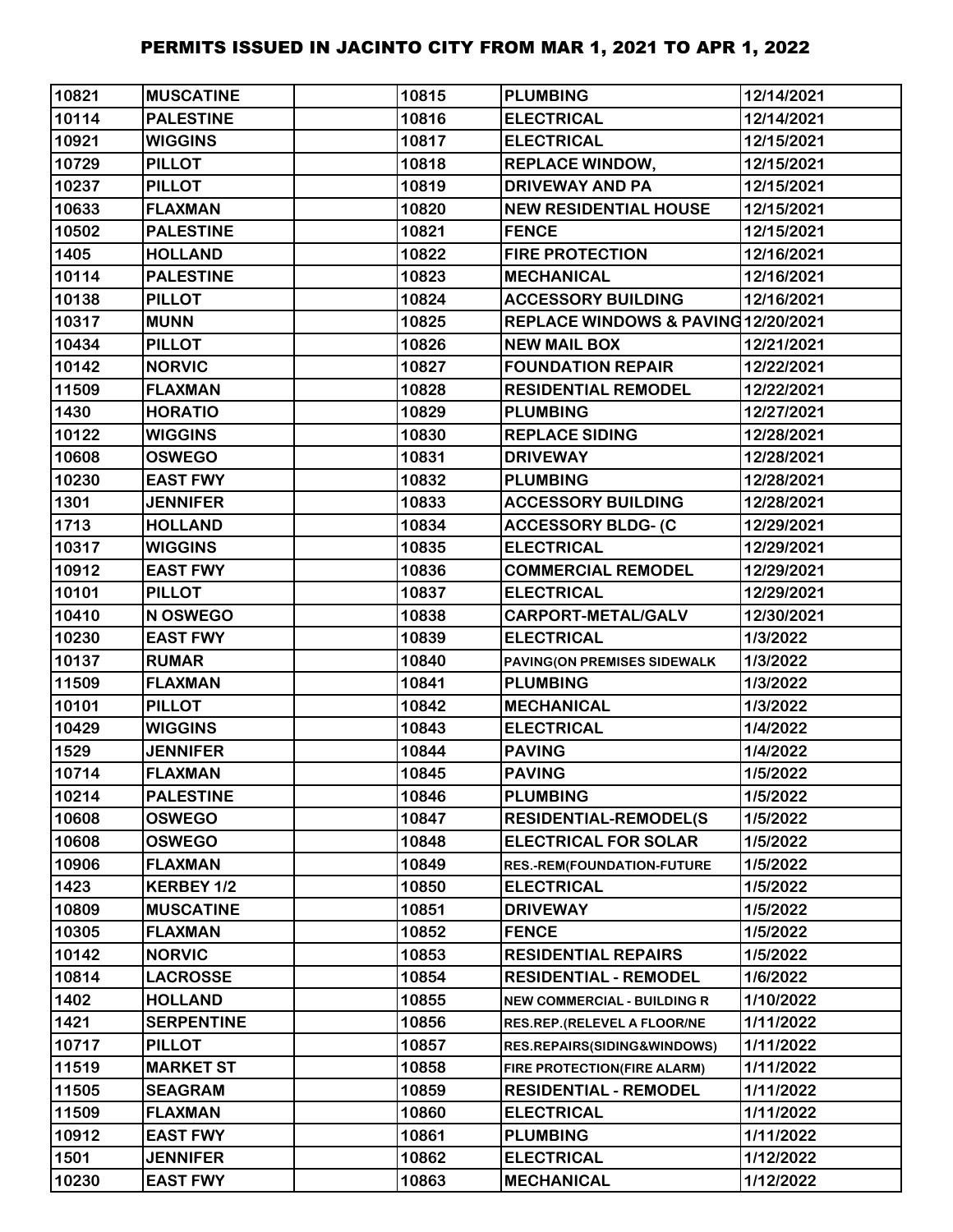# PERMITS ISSUED IN JACINTO CITY FROM MAR 1, 2021 TO APR 1, 2022

| | | | | | |
|---|---|---|---|---|---|
| 10821 | MUSCATINE | | 10815 | PLUMBING | 12/14/2021 |
| 10114 | PALESTINE | | 10816 | ELECTRICAL | 12/14/2021 |
| 10921 | WIGGINS | | 10817 | ELECTRICAL | 12/15/2021 |
| 10729 | PILLOT | | 10818 | REPLACE WINDOW, | 12/15/2021 |
| 10237 | PILLOT | | 10819 | DRIVEWAY AND PA | 12/15/2021 |
| 10633 | FLAXMAN | | 10820 | NEW RESIDENTIAL HOUSE | 12/15/2021 |
| 10502 | PALESTINE | | 10821 | FENCE | 12/15/2021 |
| 1405 | HOLLAND | | 10822 | FIRE PROTECTION | 12/16/2021 |
| 10114 | PALESTINE | | 10823 | MECHANICAL | 12/16/2021 |
| 10138 | PILLOT | | 10824 | ACCESSORY BUILDING | 12/16/2021 |
| 10317 | MUNN | | 10825 | REPLACE WINDOWS & PAVING | 12/20/2021 |
| 10434 | PILLOT | | 10826 | NEW MAIL BOX | 12/21/2021 |
| 10142 | NORVIC | | 10827 | FOUNDATION REPAIR | 12/22/2021 |
| 11509 | FLAXMAN | | 10828 | RESIDENTIAL REMODEL | 12/22/2021 |
| 1430 | HORATIO | | 10829 | PLUMBING | 12/27/2021 |
| 10122 | WIGGINS | | 10830 | REPLACE SIDING | 12/28/2021 |
| 10608 | OSWEGO | | 10831 | DRIVEWAY | 12/28/2021 |
| 10230 | EAST FWY | | 10832 | PLUMBING | 12/28/2021 |
| 1301 | JENNIFER | | 10833 | ACCESSORY BUILDING | 12/28/2021 |
| 1713 | HOLLAND | | 10834 | ACCESSORY BLDG- (C | 12/29/2021 |
| 10317 | WIGGINS | | 10835 | ELECTRICAL | 12/29/2021 |
| 10912 | EAST FWY | | 10836 | COMMERCIAL REMODEL | 12/29/2021 |
| 10101 | PILLOT | | 10837 | ELECTRICAL | 12/29/2021 |
| 10410 | N OSWEGO | | 10838 | CARPORT-METAL/GALV | 12/30/2021 |
| 10230 | EAST FWY | | 10839 | ELECTRICAL | 1/3/2022 |
| 10137 | RUMAR | | 10840 | PAVING(ON PREMISES SIDEWALK | 1/3/2022 |
| 11509 | FLAXMAN | | 10841 | PLUMBING | 1/3/2022 |
| 10101 | PILLOT | | 10842 | MECHANICAL | 1/3/2022 |
| 10429 | WIGGINS | | 10843 | ELECTRICAL | 1/4/2022 |
| 1529 | JENNIFER | | 10844 | PAVING | 1/4/2022 |
| 10714 | FLAXMAN | | 10845 | PAVING | 1/5/2022 |
| 10214 | PALESTINE | | 10846 | PLUMBING | 1/5/2022 |
| 10608 | OSWEGO | | 10847 | RESIDENTIAL-REMODEL(S | 1/5/2022 |
| 10608 | OSWEGO | | 10848 | ELECTRICAL FOR SOLAR | 1/5/2022 |
| 10906 | FLAXMAN | | 10849 | RES.-REM(FOUNDATION-FUTURE | 1/5/2022 |
| 1423 | KERBEY 1/2 | | 10850 | ELECTRICAL | 1/5/2022 |
| 10809 | MUSCATINE | | 10851 | DRIVEWAY | 1/5/2022 |
| 10305 | FLAXMAN | | 10852 | FENCE | 1/5/2022 |
| 10142 | NORVIC | | 10853 | RESIDENTIAL REPAIRS | 1/5/2022 |
| 10814 | LACROSSE | | 10854 | RESIDENTIAL - REMODEL | 1/6/2022 |
| 1402 | HOLLAND | | 10855 | NEW COMMERCIAL - BUILDING R | 1/10/2022 |
| 1421 | SERPENTINE | | 10856 | RES.REP.(RELEVEL A FLOOR/NE | 1/11/2022 |
| 10717 | PILLOT | | 10857 | RES.REPAIRS(SIDING&WINDOWS) | 1/11/2022 |
| 11519 | MARKET ST | | 10858 | FIRE PROTECTION(FIRE ALARM) | 1/11/2022 |
| 11505 | SEAGRAM | | 10859 | RESIDENTIAL - REMODEL | 1/11/2022 |
| 11509 | FLAXMAN | | 10860 | ELECTRICAL | 1/11/2022 |
| 10912 | EAST FWY | | 10861 | PLUMBING | 1/11/2022 |
| 1501 | JENNIFER | | 10862 | ELECTRICAL | 1/12/2022 |
| 10230 | EAST FWY | | 10863 | MECHANICAL | 1/12/2022 |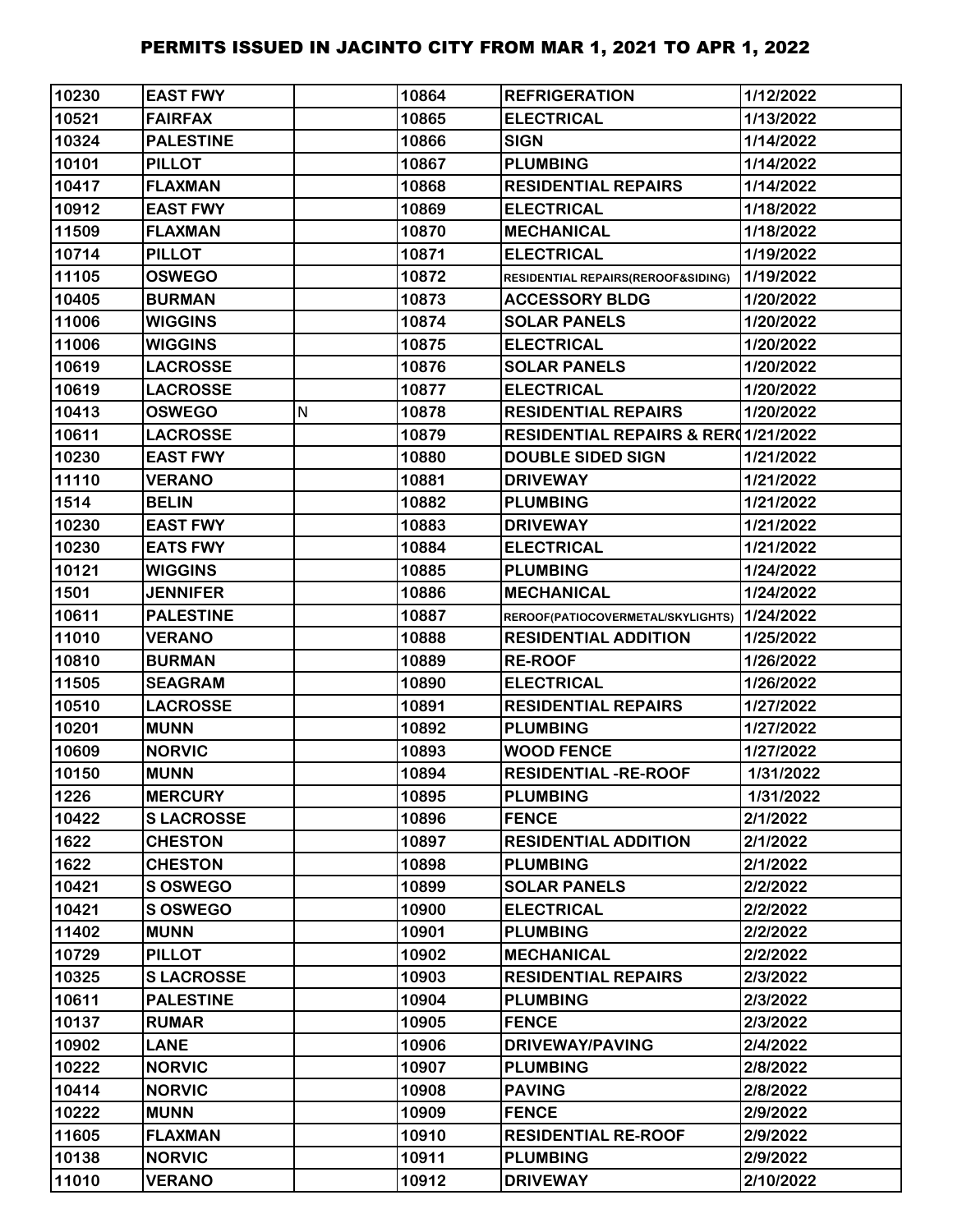# PERMITS ISSUED IN JACINTO CITY FROM MAR 1, 2021 TO APR 1, 2022

| | | | | | |
|---|---|---|---|---|---|
| 10230 | EAST FWY | | 10864 | REFRIGERATION | 1/12/2022 |
| 10521 | FAIRFAX | | 10865 | ELECTRICAL | 1/13/2022 |
| 10324 | PALESTINE | | 10866 | SIGN | 1/14/2022 |
| 10101 | PILLOT | | 10867 | PLUMBING | 1/14/2022 |
| 10417 | FLAXMAN | | 10868 | RESIDENTIAL REPAIRS | 1/14/2022 |
| 10912 | EAST FWY | | 10869 | ELECTRICAL | 1/18/2022 |
| 11509 | FLAXMAN | | 10870 | MECHANICAL | 1/18/2022 |
| 10714 | PILLOT | | 10871 | ELECTRICAL | 1/19/2022 |
| 11105 | OSWEGO | | 10872 | RESIDENTIAL REPAIRS(REROOF&SIDING) | 1/19/2022 |
| 10405 | BURMAN | | 10873 | ACCESSORY BLDG | 1/20/2022 |
| 11006 | WIGGINS | | 10874 | SOLAR PANELS | 1/20/2022 |
| 11006 | WIGGINS | | 10875 | ELECTRICAL | 1/20/2022 |
| 10619 | LACROSSE | | 10876 | SOLAR PANELS | 1/20/2022 |
| 10619 | LACROSSE | | 10877 | ELECTRICAL | 1/20/2022 |
| 10413 | OSWEGO | N | 10878 | RESIDENTIAL REPAIRS | 1/20/2022 |
| 10611 | LACROSSE | | 10879 | RESIDENTIAL REPAIRS & RER( | 1/21/2022 |
| 10230 | EAST FWY | | 10880 | DOUBLE SIDED SIGN | 1/21/2022 |
| 11110 | VERANO | | 10881 | DRIVEWAY | 1/21/2022 |
| 1514 | BELIN | | 10882 | PLUMBING | 1/21/2022 |
| 10230 | EAST FWY | | 10883 | DRIVEWAY | 1/21/2022 |
| 10230 | EATS FWY | | 10884 | ELECTRICAL | 1/21/2022 |
| 10121 | WIGGINS | | 10885 | PLUMBING | 1/24/2022 |
| 1501 | JENNIFER | | 10886 | MECHANICAL | 1/24/2022 |
| 10611 | PALESTINE | | 10887 | REROOF(PATIOCOVERMETAL/SKYLIGHTS) | 1/24/2022 |
| 11010 | VERANO | | 10888 | RESIDENTIAL ADDITION | 1/25/2022 |
| 10810 | BURMAN | | 10889 | RE-ROOF | 1/26/2022 |
| 11505 | SEAGRAM | | 10890 | ELECTRICAL | 1/26/2022 |
| 10510 | LACROSSE | | 10891 | RESIDENTIAL REPAIRS | 1/27/2022 |
| 10201 | MUNN | | 10892 | PLUMBING | 1/27/2022 |
| 10609 | NORVIC | | 10893 | WOOD FENCE | 1/27/2022 |
| 10150 | MUNN | | 10894 | RESIDENTIAL -RE-ROOF | 1/31/2022 |
| 1226 | MERCURY | | 10895 | PLUMBING | 1/31/2022 |
| 10422 | S LACROSSE | | 10896 | FENCE | 2/1/2022 |
| 1622 | CHESTON | | 10897 | RESIDENTIAL ADDITION | 2/1/2022 |
| 1622 | CHESTON | | 10898 | PLUMBING | 2/1/2022 |
| 10421 | S OSWEGO | | 10899 | SOLAR PANELS | 2/2/2022 |
| 10421 | S OSWEGO | | 10900 | ELECTRICAL | 2/2/2022 |
| 11402 | MUNN | | 10901 | PLUMBING | 2/2/2022 |
| 10729 | PILLOT | | 10902 | MECHANICAL | 2/2/2022 |
| 10325 | S LACROSSE | | 10903 | RESIDENTIAL REPAIRS | 2/3/2022 |
| 10611 | PALESTINE | | 10904 | PLUMBING | 2/3/2022 |
| 10137 | RUMAR | | 10905 | FENCE | 2/3/2022 |
| 10902 | LANE | | 10906 | DRIVEWAY/PAVING | 2/4/2022 |
| 10222 | NORVIC | | 10907 | PLUMBING | 2/8/2022 |
| 10414 | NORVIC | | 10908 | PAVING | 2/8/2022 |
| 10222 | MUNN | | 10909 | FENCE | 2/9/2022 |
| 11605 | FLAXMAN | | 10910 | RESIDENTIAL RE-ROOF | 2/9/2022 |
| 10138 | NORVIC | | 10911 | PLUMBING | 2/9/2022 |
| 11010 | VERANO | | 10912 | DRIVEWAY | 2/10/2022 |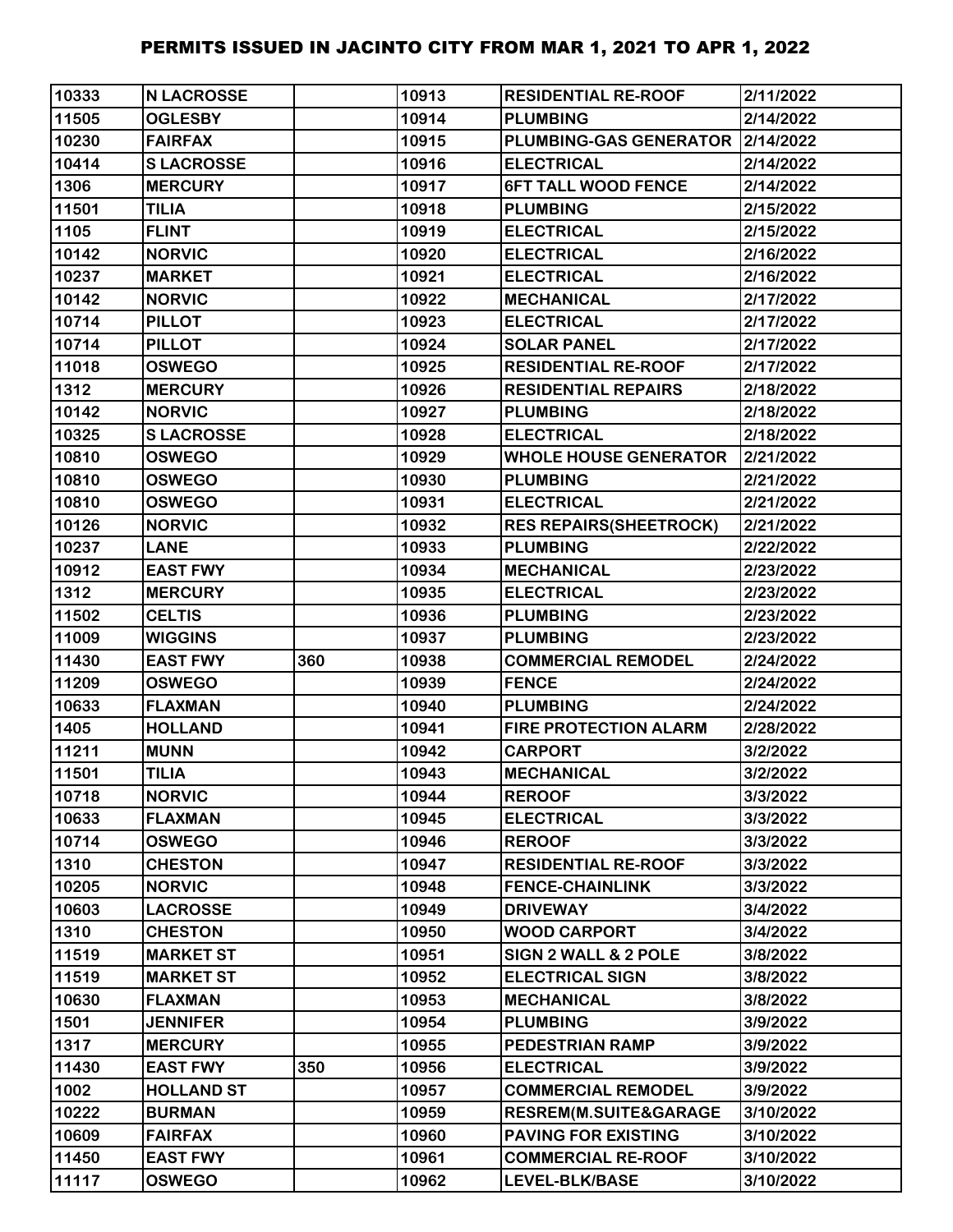# PERMITS ISSUED IN JACINTO CITY FROM MAR 1, 2021 TO APR 1, 2022

| | | | | | |
|---|---|---|---|---|---|
| 10333 | N LACROSSE | | 10913 | RESIDENTIAL RE-ROOF | 2/11/2022 |
| 11505 | OGLESBY | | 10914 | PLUMBING | 2/14/2022 |
| 10230 | FAIRFAX | | 10915 | PLUMBING-GAS GENERATOR | 2/14/2022 |
| 10414 | S LACROSSE | | 10916 | ELECTRICAL | 2/14/2022 |
| 1306 | MERCURY | | 10917 | 6FT TALL WOOD FENCE | 2/14/2022 |
| 11501 | TILIA | | 10918 | PLUMBING | 2/15/2022 |
| 1105 | FLINT | | 10919 | ELECTRICAL | 2/15/2022 |
| 10142 | NORVIC | | 10920 | ELECTRICAL | 2/16/2022 |
| 10237 | MARKET | | 10921 | ELECTRICAL | 2/16/2022 |
| 10142 | NORVIC | | 10922 | MECHANICAL | 2/17/2022 |
| 10714 | PILLOT | | 10923 | ELECTRICAL | 2/17/2022 |
| 10714 | PILLOT | | 10924 | SOLAR PANEL | 2/17/2022 |
| 11018 | OSWEGO | | 10925 | RESIDENTIAL RE-ROOF | 2/17/2022 |
| 1312 | MERCURY | | 10926 | RESIDENTIAL REPAIRS | 2/18/2022 |
| 10142 | NORVIC | | 10927 | PLUMBING | 2/18/2022 |
| 10325 | S LACROSSE | | 10928 | ELECTRICAL | 2/18/2022 |
| 10810 | OSWEGO | | 10929 | WHOLE HOUSE GENERATOR | 2/21/2022 |
| 10810 | OSWEGO | | 10930 | PLUMBING | 2/21/2022 |
| 10810 | OSWEGO | | 10931 | ELECTRICAL | 2/21/2022 |
| 10126 | NORVIC | | 10932 | RES REPAIRS(SHEETROCK) | 2/21/2022 |
| 10237 | LANE | | 10933 | PLUMBING | 2/22/2022 |
| 10912 | EAST FWY | | 10934 | MECHANICAL | 2/23/2022 |
| 1312 | MERCURY | | 10935 | ELECTRICAL | 2/23/2022 |
| 11502 | CELTIS | | 10936 | PLUMBING | 2/23/2022 |
| 11009 | WIGGINS | | 10937 | PLUMBING | 2/23/2022 |
| 11430 | EAST FWY | 360 | 10938 | COMMERCIAL REMODEL | 2/24/2022 |
| 11209 | OSWEGO | | 10939 | FENCE | 2/24/2022 |
| 10633 | FLAXMAN | | 10940 | PLUMBING | 2/24/2022 |
| 1405 | HOLLAND | | 10941 | FIRE PROTECTION ALARM | 2/28/2022 |
| 11211 | MUNN | | 10942 | CARPORT | 3/2/2022 |
| 11501 | TILIA | | 10943 | MECHANICAL | 3/2/2022 |
| 10718 | NORVIC | | 10944 | REROOF | 3/3/2022 |
| 10633 | FLAXMAN | | 10945 | ELECTRICAL | 3/3/2022 |
| 10714 | OSWEGO | | 10946 | REROOF | 3/3/2022 |
| 1310 | CHESTON | | 10947 | RESIDENTIAL RE-ROOF | 3/3/2022 |
| 10205 | NORVIC | | 10948 | FENCE-CHAINLINK | 3/3/2022 |
| 10603 | LACROSSE | | 10949 | DRIVEWAY | 3/4/2022 |
| 1310 | CHESTON | | 10950 | WOOD CARPORT | 3/4/2022 |
| 11519 | MARKET ST | | 10951 | SIGN 2 WALL & 2 POLE | 3/8/2022 |
| 11519 | MARKET ST | | 10952 | ELECTRICAL SIGN | 3/8/2022 |
| 10630 | FLAXMAN | | 10953 | MECHANICAL | 3/8/2022 |
| 1501 | JENNIFER | | 10954 | PLUMBING | 3/9/2022 |
| 1317 | MERCURY | | 10955 | PEDESTRIAN RAMP | 3/9/2022 |
| 11430 | EAST FWY | 350 | 10956 | ELECTRICAL | 3/9/2022 |
| 1002 | HOLLAND ST | | 10957 | COMMERCIAL REMODEL | 3/9/2022 |
| 10222 | BURMAN | | 10959 | RESREM(M.SUITE&GARAGE | 3/10/2022 |
| 10609 | FAIRFAX | | 10960 | PAVING FOR EXISTING | 3/10/2022 |
| 11450 | EAST FWY | | 10961 | COMMERCIAL RE-ROOF | 3/10/2022 |
| 11117 | OSWEGO | | 10962 | LEVEL-BLK/BASE | 3/10/2022 |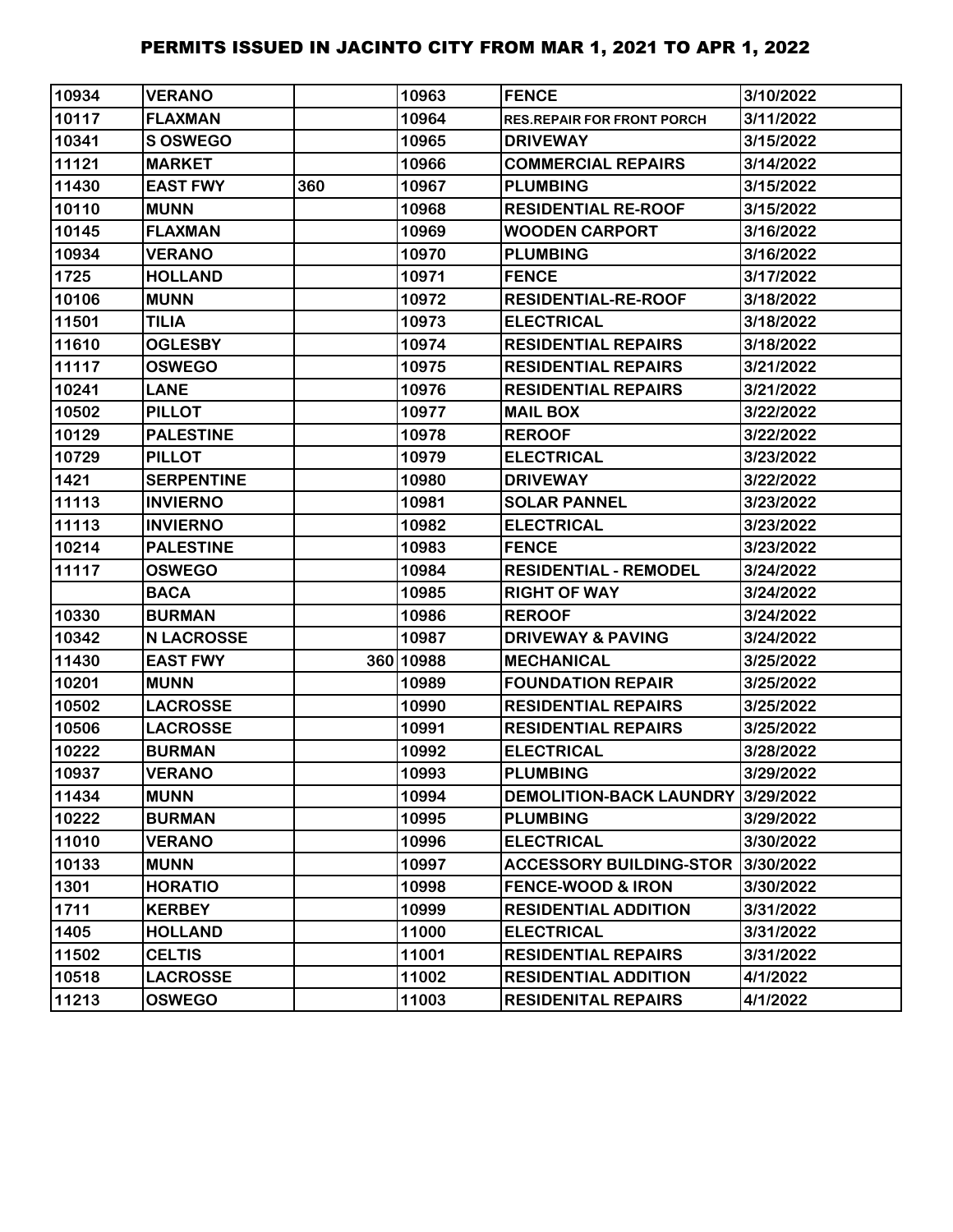| | | | | | |
|---|---|---|---|---|---|
| 10934 | VERANO | | 10963 | FENCE | 3/10/2022 |
| 10117 | FLAXMAN | | 10964 | RES.REPAIR FOR FRONT PORCH | 3/11/2022 |
| 10341 | S OSWEGO | | 10965 | DRIVEWAY | 3/15/2022 |
| 11121 | MARKET | | 10966 | COMMERCIAL REPAIRS | 3/14/2022 |
| 11430 | EAST FWY | 360 | 10967 | PLUMBING | 3/15/2022 |
| 10110 | MUNN | | 10968 | RESIDENTIAL RE-ROOF | 3/15/2022 |
| 10145 | FLAXMAN | | 10969 | WOODEN CARPORT | 3/16/2022 |
| 10934 | VERANO | | 10970 | PLUMBING | 3/16/2022 |
| 1725 | HOLLAND | | 10971 | FENCE | 3/17/2022 |
| 10106 | MUNN | | 10972 | RESIDENTIAL-RE-ROOF | 3/18/2022 |
| 11501 | TILIA | | 10973 | ELECTRICAL | 3/18/2022 |
| 11610 | OGLESBY | | 10974 | RESIDENTIAL REPAIRS | 3/18/2022 |
| 11117 | OSWEGO | | 10975 | RESIDENTIAL REPAIRS | 3/21/2022 |
| 10241 | LANE | | 10976 | RESIDENTIAL REPAIRS | 3/21/2022 |
| 10502 | PILLOT | | 10977 | MAIL BOX | 3/22/2022 |
| 10129 | PALESTINE | | 10978 | REROOF | 3/22/2022 |
| 10729 | PILLOT | | 10979 | ELECTRICAL | 3/23/2022 |
| 1421 | SERPENTINE | | 10980 | DRIVEWAY | 3/22/2022 |
| 11113 | INVIERNO | | 10981 | SOLAR PANNEL | 3/23/2022 |
| 11113 | INVIERNO | | 10982 | ELECTRICAL | 3/23/2022 |
| 10214 | PALESTINE | | 10983 | FENCE | 3/23/2022 |
| 11117 | OSWEGO | | 10984 | RESIDENTIAL - REMODEL | 3/24/2022 |
| | BACA | | 10985 | RIGHT OF WAY | 3/24/2022 |
| 10330 | BURMAN | | 10986 | REROOF | 3/24/2022 |
| 10342 | N LACROSSE | | 10987 | DRIVEWAY & PAVING | 3/24/2022 |
| 11430 | EAST FWY | 360 | 10988 | MECHANICAL | 3/25/2022 |
| 10201 | MUNN | | 10989 | FOUNDATION REPAIR | 3/25/2022 |
| 10502 | LACROSSE | | 10990 | RESIDENTIAL REPAIRS | 3/25/2022 |
| 10506 | LACROSSE | | 10991 | RESIDENTIAL REPAIRS | 3/25/2022 |
| 10222 | BURMAN | | 10992 | ELECTRICAL | 3/28/2022 |
| 10937 | VERANO | | 10993 | PLUMBING | 3/29/2022 |
| 11434 | MUNN | | 10994 | DEMOLITION-BACK LAUNDRY | 3/29/2022 |
| 10222 | BURMAN | | 10995 | PLUMBING | 3/29/2022 |
| 11010 | VERANO | | 10996 | ELECTRICAL | 3/30/2022 |
| 10133 | MUNN | | 10997 | ACCESSORY BUILDING-STOR | 3/30/2022 |
| 1301 | HORATIO | | 10998 | FENCE-WOOD & IRON | 3/30/2022 |
| 1711 | KERBEY | | 10999 | RESIDENTIAL ADDITION | 3/31/2022 |
| 1405 | HOLLAND | | 11000 | ELECTRICAL | 3/31/2022 |
| 11502 | CELTIS | | 11001 | RESIDENTIAL REPAIRS | 3/31/2022 |
| 10518 | LACROSSE | | 11002 | RESIDENTIAL ADDITION | 4/1/2022 |
| 11213 | OSWEGO | | 11003 | RESIDENITAL REPAIRS | 4/1/2022 |